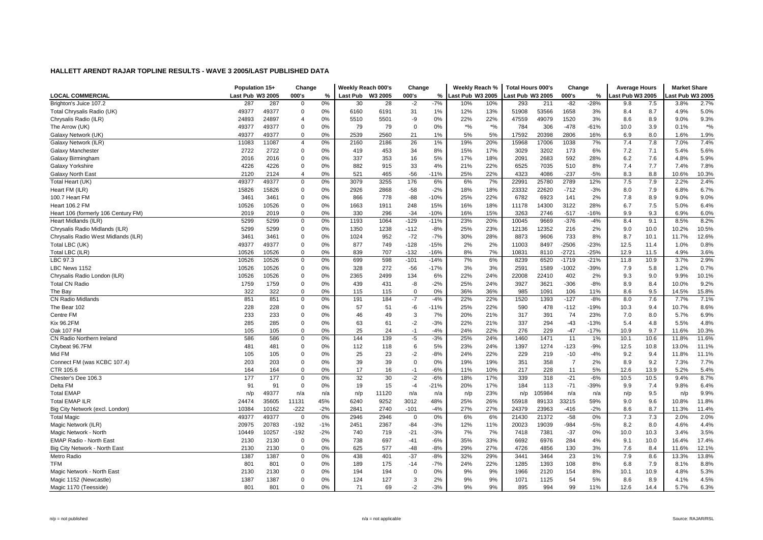# HALLETT ARENDT RAJAR TOPLINE RESULTS - WAVE 3 2005/LAST PUBLISHED DATA

| LOCAL COMMERCIAL | Population 15+ | | Change | | Weekly Reach 000's | | Change | | Weekly Reach % | | Total Hours 000's | | Change | | Average Hours | | Market Share | |
|---|---|---|---|---|---|---|---|---|---|---|---|---|---|---|---|---|---|---|
| | Last Pub | W3 2005 | 000's | % | Last Pub | W3 2005 | 000's | % | Last Pub | W3 2005 | Last Pub | W3 2005 | 000's | % | Last Pub | W3 2005 | Last Pub | W3 2005 |
| Brighton's Juice 107.2 | 287 | 287 | 0 | 0% | 30 | 28 | -2 | -7% | 10% | 10% | 293 | 211 | -82 | -28% | 9.8 | 7.5 | 3.8% | 2.7% |
| Total Chrysalis Radio (UK) | 49377 | 49377 | 0 | 0% | 6160 | 6191 | 31 | 1% | 12% | 13% | 51908 | 53566 | 1658 | 3% | 8.4 | 8.7 | 4.9% | 5.0% |
| Chrysalis Radio (ILR) | 24893 | 24897 | 4 | 0% | 5510 | 5501 | -9 | 0% | 22% | 22% | 47559 | 49079 | 1520 | 3% | 8.6 | 8.9 | 9.0% | 9.3% |
| The Arrow (UK) | 49377 | 49377 | 0 | 0% | 79 | 79 | 0 | 0% | *% | *% | 784 | 306 | -478 | -61% | 10.0 | 3.9 | 0.1% | *% |
| Galaxy Network (UK) | 49377 | 49377 | 0 | 0% | 2539 | 2560 | 21 | 1% | 5% | 5% | 17592 | 20398 | 2806 | 16% | 6.9 | 8.0 | 1.6% | 1.9% |
| Galaxy Network (ILR) | 11083 | 11087 | 4 | 0% | 2160 | 2186 | 26 | 1% | 19% | 20% | 15968 | 17006 | 1038 | 7% | 7.4 | 7.8 | 7.0% | 7.4% |
| Galaxy Manchester | 2722 | 2722 | 0 | 0% | 419 | 453 | 34 | 8% | 15% | 17% | 3029 | 3202 | 173 | 6% | 7.2 | 7.1 | 5.4% | 5.6% |
| Galaxy Birmingham | 2016 | 2016 | 0 | 0% | 337 | 353 | 16 | 5% | 17% | 18% | 2091 | 2683 | 592 | 28% | 6.2 | 7.6 | 4.8% | 5.9% |
| Galaxy Yorkshire | 4226 | 4226 | 0 | 0% | 882 | 915 | 33 | 4% | 21% | 22% | 6525 | 7035 | 510 | 8% | 7.4 | 7.7 | 7.4% | 7.8% |
| Galaxy North East | 2120 | 2124 | 4 | 0% | 521 | 465 | -56 | -11% | 25% | 22% | 4323 | 4086 | -237 | -5% | 8.3 | 8.8 | 10.6% | 10.3% |
| Total Heart (UK) | 49377 | 49377 | 0 | 0% | 3079 | 3255 | 176 | 6% | 6% | 7% | 22991 | 25780 | 2789 | 12% | 7.5 | 7.9 | 2.2% | 2.4% |
| Heart FM (ILR) | 15826 | 15826 | 0 | 0% | 2926 | 2868 | -58 | -2% | 18% | 18% | 23332 | 22620 | -712 | -3% | 8.0 | 7.9 | 6.8% | 6.7% |
| 100.7 Heart FM | 3461 | 3461 | 0 | 0% | 866 | 778 | -88 | -10% | 25% | 22% | 6782 | 6923 | 141 | 2% | 7.8 | 8.9 | 9.0% | 9.0% |
| Heart 106.2 FM | 10526 | 10526 | 0 | 0% | 1663 | 1911 | 248 | 15% | 16% | 18% | 11178 | 14300 | 3122 | 28% | 6.7 | 7.5 | 5.0% | 6.4% |
| Heart 106 (formerly 106 Century FM) | 2019 | 2019 | 0 | 0% | 330 | 296 | -34 | -10% | 16% | 15% | 3263 | 2746 | -517 | -16% | 9.9 | 9.3 | 6.9% | 6.0% |
| Heart Midlands (ILR) | 5299 | 5299 | 0 | 0% | 1193 | 1064 | -129 | -11% | 23% | 20% | 10045 | 9669 | -376 | -4% | 8.4 | 9.1 | 8.5% | 8.2% |
| Chrysalis Radio Midlands (ILR) | 5299 | 5299 | 0 | 0% | 1350 | 1238 | -112 | -8% | 25% | 23% | 12136 | 12352 | 216 | 2% | 9.0 | 10.0 | 10.2% | 10.5% |
| Chrysalis Radio West Midlands (ILR) | 3461 | 3461 | 0 | 0% | 1024 | 952 | -72 | -7% | 30% | 28% | 8873 | 9606 | 733 | 8% | 8.7 | 10.1 | 11.7% | 12.6% |
| Total LBC (UK) | 49377 | 49377 | 0 | 0% | 877 | 749 | -128 | -15% | 2% | 2% | 11003 | 8497 | -2506 | -23% | 12.5 | 11.4 | 1.0% | 0.8% |
| Total LBC (ILR) | 10526 | 10526 | 0 | 0% | 839 | 707 | -132 | -16% | 8% | 7% | 10831 | 8110 | -2721 | -25% | 12.9 | 11.5 | 4.9% | 3.6% |
| LBC 97.3 | 10526 | 10526 | 0 | 0% | 699 | 598 | -101 | -14% | 7% | 6% | 8239 | 6520 | -1719 | -21% | 11.8 | 10.9 | 3.7% | 2.9% |
| LBC News 1152 | 10526 | 10526 | 0 | 0% | 328 | 272 | -56 | -17% | 3% | 3% | 2591 | 1589 | -1002 | -39% | 7.9 | 5.8 | 1.2% | 0.7% |
| Chrysalis Radio London (ILR) | 10526 | 10526 | 0 | 0% | 2365 | 2499 | 134 | 6% | 22% | 24% | 22008 | 22410 | 402 | 2% | 9.3 | 9.0 | 9.9% | 10.1% |
| Total CN Radio | 1759 | 1759 | 0 | 0% | 439 | 431 | -8 | -2% | 25% | 24% | 3927 | 3621 | -306 | -8% | 8.9 | 8.4 | 10.0% | 9.2% |
| The Bay | 322 | 322 | 0 | 0% | 115 | 115 | 0 | 0% | 36% | 36% | 985 | 1091 | 106 | 11% | 8.6 | 9.5 | 14.5% | 15.8% |
| CN Radio Midlands | 851 | 851 | 0 | 0% | 191 | 184 | -7 | -4% | 22% | 22% | 1520 | 1393 | -127 | -8% | 8.0 | 7.6 | 7.7% | 7.1% |
| The Bear 102 | 228 | 228 | 0 | 0% | 57 | 51 | -6 | -11% | 25% | 22% | 590 | 478 | -112 | -19% | 10.3 | 9.4 | 10.7% | 8.6% |
| Centre FM | 233 | 233 | 0 | 0% | 46 | 49 | 3 | 7% | 20% | 21% | 317 | 391 | 74 | 23% | 7.0 | 8.0 | 5.7% | 6.9% |
| Kix 96.2FM | 285 | 285 | 0 | 0% | 63 | 61 | -2 | -3% | 22% | 21% | 337 | 294 | -43 | -13% | 5.4 | 4.8 | 5.5% | 4.8% |
| Oak 107 FM | 105 | 105 | 0 | 0% | 25 | 24 | -1 | -4% | 24% | 22% | 276 | 229 | -47 | -17% | 10.9 | 9.7 | 11.6% | 10.3% |
| CN Radio Northern Ireland | 586 | 586 | 0 | 0% | 144 | 139 | -5 | -3% | 25% | 24% | 1460 | 1471 | 11 | 1% | 10.1 | 10.6 | 11.8% | 11.6% |
| Citybeat 96.7FM | 481 | 481 | 0 | 0% | 112 | 118 | 6 | 5% | 23% | 24% | 1397 | 1274 | -123 | -9% | 12.5 | 10.8 | 13.0% | 11.1% |
| Mid FM | 105 | 105 | 0 | 0% | 25 | 23 | -2 | -8% | 24% | 22% | 229 | 219 | -10 | -4% | 9.2 | 9.4 | 11.8% | 11.1% |
| Connect FM (was KCBC 107.4) | 203 | 203 | 0 | 0% | 39 | 39 | 0 | 0% | 19% | 19% | 351 | 358 | 7 | 2% | 8.9 | 9.2 | 7.3% | 7.7% |
| CTR 105.6 | 164 | 164 | 0 | 0% | 17 | 16 | -1 | -6% | 11% | 10% | 217 | 228 | 11 | 5% | 12.6 | 13.9 | 5.2% | 5.4% |
| Chester's Dee 106.3 | 177 | 177 | 0 | 0% | 32 | 30 | -2 | -6% | 18% | 17% | 339 | 318 | -21 | -6% | 10.5 | 10.5 | 9.4% | 8.7% |
| Delta FM | 91 | 91 | 0 | 0% | 19 | 15 | -4 | -21% | 20% | 17% | 184 | 113 | -71 | -39% | 9.9 | 7.4 | 9.8% | 6.4% |
| Total EMAP | n/p | 49377 | n/a | n/a | n/p | 11120 | n/a | n/a | n/p | 23% | n/p | 105984 | n/a | n/a | n/p | 9.5 | n/p | 9.9% |
| Total EMAP ILR | 24474 | 35605 | 11131 | 45% | 6240 | 9252 | 3012 | 48% | 25% | 26% | 55918 | 89133 | 33215 | 59% | 9.0 | 9.6 | 10.8% | 11.8% |
| Big City Network (excl. London) | 10384 | 10162 | -222 | -2% | 2841 | 2740 | -101 | -4% | 27% | 27% | 24379 | 23963 | -416 | -2% | 8.6 | 8.7 | 11.3% | 11.4% |
| Total Magic | 49377 | 49377 | 0 | 0% | 2946 | 2946 | 0 | 0% | 6% | 6% | 21430 | 21372 | -58 | 0% | 7.3 | 7.3 | 2.0% | 2.0% |
| Magic Network (ILR) | 20975 | 20783 | -192 | -1% | 2451 | 2367 | -84 | -3% | 12% | 11% | 20023 | 19039 | -984 | -5% | 8.2 | 8.0 | 4.6% | 4.4% |
| Magic Network - North | 10449 | 10257 | -192 | -2% | 740 | 719 | -21 | -3% | 7% | 7% | 7418 | 7381 | -37 | 0% | 10.0 | 10.3 | 3.4% | 3.5% |
| EMAP Radio - North East | 2130 | 2130 | 0 | 0% | 738 | 697 | -41 | -6% | 35% | 33% | 6692 | 6976 | 284 | 4% | 9.1 | 10.0 | 16.4% | 17.4% |
| Big City Network - North East | 2130 | 2130 | 0 | 0% | 625 | 577 | -48 | -8% | 29% | 27% | 4726 | 4856 | 130 | 3% | 7.6 | 8.4 | 11.6% | 12.1% |
| Metro Radio | 1387 | 1387 | 0 | 0% | 438 | 401 | -37 | -8% | 32% | 29% | 3441 | 3464 | 23 | 1% | 7.9 | 8.6 | 13.3% | 13.8% |
| TFM | 801 | 801 | 0 | 0% | 189 | 175 | -14 | -7% | 24% | 22% | 1285 | 1393 | 108 | 8% | 6.8 | 7.9 | 8.1% | 8.8% |
| Magic Network - North East | 2130 | 2130 | 0 | 0% | 194 | 194 | 0 | 0% | 9% | 9% | 1966 | 2120 | 154 | 8% | 10.1 | 10.9 | 4.8% | 5.3% |
| Magic 1152 (Newcastle) | 1387 | 1387 | 0 | 0% | 124 | 127 | 3 | 2% | 9% | 9% | 1071 | 1125 | 54 | 5% | 8.6 | 8.9 | 4.1% | 4.5% |
| Magic 1170 (Teesside) | 801 | 801 | 0 | 0% | 71 | 69 | -2 | -3% | 9% | 9% | 895 | 994 | 99 | 11% | 12.6 | 14.4 | 5.7% | 6.3% |

n/p = not published

n/a = not applicable

Source: RAJAR/RSL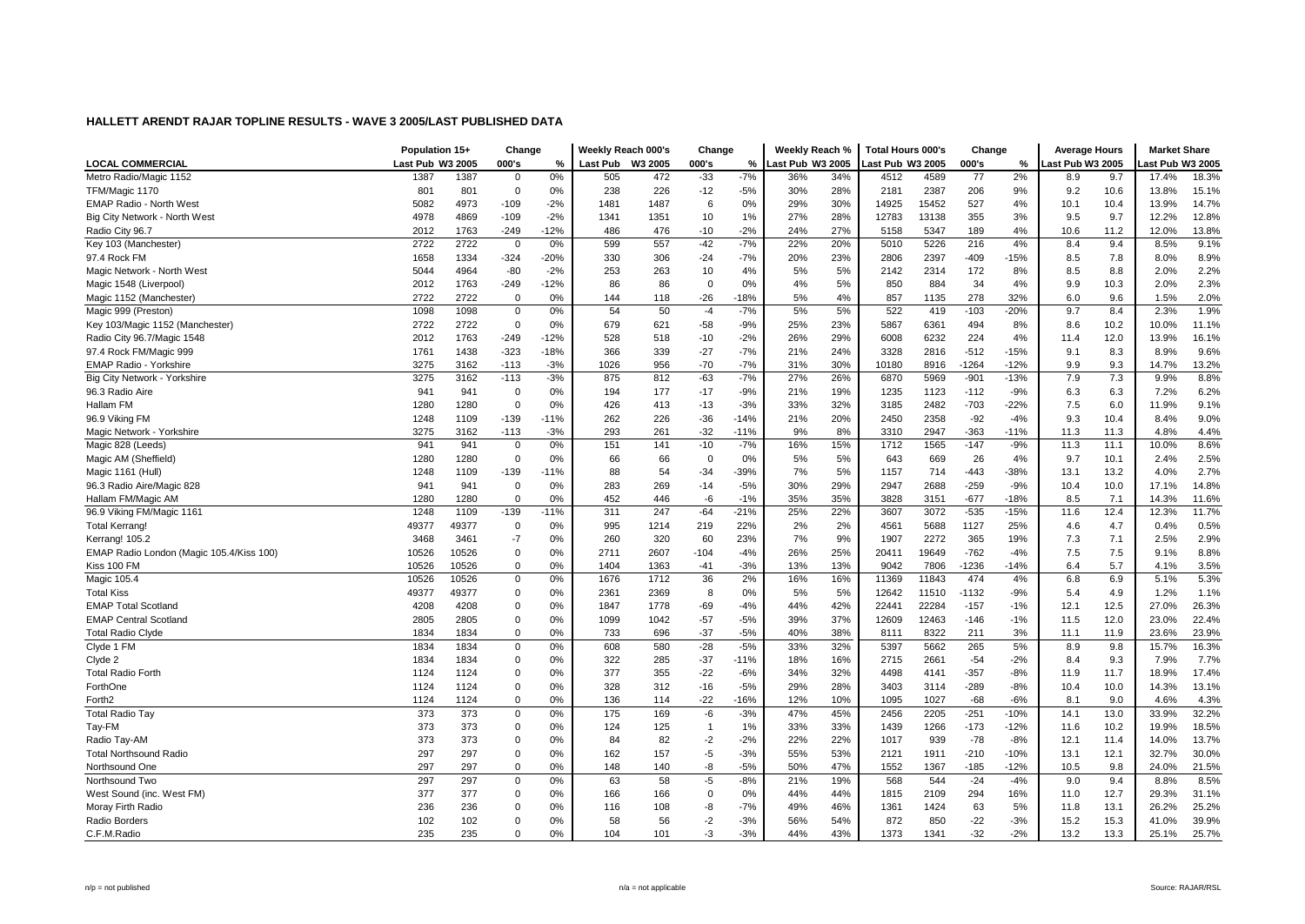## HALLETT ARENDT RAJAR TOPLINE RESULTS - WAVE 3 2005/LAST PUBLISHED DATA

| LOCAL COMMERCIAL | Population 15+ | | Change | | Weekly Reach 000's | | Change | | Weekly Reach % | | Total Hours 000's | | Change | | Average Hours | | Market Share | |
|---|---|---|---|---|---|---|---|---|---|---|---|---|---|---|---|---|---|---|
| | Last Pub | W3 2005 | 000's | % | Last Pub | W3 2005 | 000's | % | Last Pub | W3 2005 | Last Pub | W3 2005 | 000's | % | Last Pub | W3 2005 | Last Pub | W3 2005 |
| Metro Radio/Magic 1152 | 1387 | 1387 | 0 | 0% | 505 | 472 | -33 | -7% | 36% | 34% | 4512 | 4589 | 77 | 2% | 8.9 | 9.7 | 17.4% | 18.3% |
| TFM/Magic 1170 | 801 | 801 | 0 | 0% | 238 | 226 | -12 | -5% | 30% | 28% | 2181 | 2387 | 206 | 9% | 9.2 | 10.6 | 13.8% | 15.1% |
| EMAP Radio - North West | 5082 | 4973 | -109 | -2% | 1481 | 1487 | 6 | 0% | 29% | 30% | 14925 | 15452 | 527 | 4% | 10.1 | 10.4 | 13.9% | 14.7% |
| Big City Network - North West | 4978 | 4869 | -109 | -2% | 1341 | 1351 | 10 | 1% | 27% | 28% | 12783 | 13138 | 355 | 3% | 9.5 | 9.7 | 12.2% | 12.8% |
| Radio City 96.7 | 2012 | 1763 | -249 | -12% | 486 | 476 | -10 | -2% | 24% | 27% | 5158 | 5347 | 189 | 4% | 10.6 | 11.2 | 12.0% | 13.8% |
| Key 103 (Manchester) | 2722 | 2722 | 0 | 0% | 599 | 557 | -42 | -7% | 22% | 20% | 5010 | 5226 | 216 | 4% | 8.4 | 9.4 | 8.5% | 9.1% |
| 97.4 Rock FM | 1658 | 1334 | -324 | -20% | 330 | 306 | -24 | -7% | 20% | 23% | 2806 | 2397 | -409 | -15% | 8.5 | 7.8 | 8.0% | 8.9% |
| Magic Network - North West | 5044 | 4964 | -80 | -2% | 253 | 263 | 10 | 4% | 5% | 5% | 2142 | 2314 | 172 | 8% | 8.5 | 8.8 | 2.0% | 2.2% |
| Magic 1548 (Liverpool) | 2012 | 1763 | -249 | -12% | 86 | 86 | 0 | 0% | 4% | 5% | 850 | 884 | 34 | 4% | 9.9 | 10.3 | 2.0% | 2.3% |
| Magic 1152 (Manchester) | 2722 | 2722 | 0 | 0% | 144 | 118 | -26 | -18% | 5% | 4% | 857 | 1135 | 278 | 32% | 6.0 | 9.6 | 1.5% | 2.0% |
| Magic 999 (Preston) | 1098 | 1098 | 0 | 0% | 54 | 50 | -4 | -7% | 5% | 5% | 522 | 419 | -103 | -20% | 9.7 | 8.4 | 2.3% | 1.9% |
| Key 103/Magic 1152 (Manchester) | 2722 | 2722 | 0 | 0% | 679 | 621 | -58 | -9% | 25% | 23% | 5867 | 6361 | 494 | 8% | 8.6 | 10.2 | 10.0% | 11.1% |
| Radio City 96.7/Magic 1548 | 2012 | 1763 | -249 | -12% | 528 | 518 | -10 | -2% | 26% | 29% | 6008 | 6232 | 224 | 4% | 11.4 | 12.0 | 13.9% | 16.1% |
| 97.4 Rock FM/Magic 999 | 1761 | 1438 | -323 | -18% | 366 | 339 | -27 | -7% | 21% | 24% | 3328 | 2816 | -512 | -15% | 9.1 | 8.3 | 8.9% | 9.6% |
| EMAP Radio - Yorkshire | 3275 | 3162 | -113 | -3% | 1026 | 956 | -70 | -7% | 31% | 30% | 10180 | 8916 | -1264 | -12% | 9.9 | 9.3 | 14.7% | 13.2% |
| Big City Network - Yorkshire | 3275 | 3162 | -113 | -3% | 875 | 812 | -63 | -7% | 27% | 26% | 6870 | 5969 | -901 | -13% | 7.9 | 7.3 | 9.9% | 8.8% |
| 96.3 Radio Aire | 941 | 941 | 0 | 0% | 194 | 177 | -17 | -9% | 21% | 19% | 1235 | 1123 | -112 | -9% | 6.3 | 6.3 | 7.2% | 6.2% |
| Hallam FM | 1280 | 1280 | 0 | 0% | 426 | 413 | -13 | -3% | 33% | 32% | 3185 | 2482 | -703 | -22% | 7.5 | 6.0 | 11.9% | 9.1% |
| 96.9 Viking FM | 1248 | 1109 | -139 | -11% | 262 | 226 | -36 | -14% | 21% | 20% | 2450 | 2358 | -92 | -4% | 9.3 | 10.4 | 8.4% | 9.0% |
| Magic Network - Yorkshire | 3275 | 3162 | -113 | -3% | 293 | 261 | -32 | -11% | 9% | 8% | 3310 | 2947 | -363 | -11% | 11.3 | 11.3 | 4.8% | 4.4% |
| Magic 828 (Leeds) | 941 | 941 | 0 | 0% | 151 | 141 | -10 | -7% | 16% | 15% | 1712 | 1565 | -147 | -9% | 11.3 | 11.1 | 10.0% | 8.6% |
| Magic AM (Sheffield) | 1280 | 1280 | 0 | 0% | 66 | 66 | 0 | 0% | 5% | 5% | 643 | 669 | 26 | 4% | 9.7 | 10.1 | 2.4% | 2.5% |
| Magic 1161 (Hull) | 1248 | 1109 | -139 | -11% | 88 | 54 | -34 | -39% | 7% | 5% | 1157 | 714 | -443 | -38% | 13.1 | 13.2 | 4.0% | 2.7% |
| 96.3 Radio Aire/Magic 828 | 941 | 941 | 0 | 0% | 283 | 269 | -14 | -5% | 30% | 29% | 2947 | 2688 | -259 | -9% | 10.4 | 10.0 | 17.1% | 14.8% |
| Hallam FM/Magic AM | 1280 | 1280 | 0 | 0% | 452 | 446 | -6 | -1% | 35% | 35% | 3828 | 3151 | -677 | -18% | 8.5 | 7.1 | 14.3% | 11.6% |
| 96.9 Viking FM/Magic 1161 | 1248 | 1109 | -139 | -11% | 311 | 247 | -64 | -21% | 25% | 22% | 3607 | 3072 | -535 | -15% | 11.6 | 12.4 | 12.3% | 11.7% |
| Total Kerrang! | 49377 | 49377 | 0 | 0% | 995 | 1214 | 219 | 22% | 2% | 2% | 4561 | 5688 | 1127 | 25% | 4.6 | 4.7 | 0.4% | 0.5% |
| Kerrang! 105.2 | 3468 | 3461 | -7 | 0% | 260 | 320 | 60 | 23% | 7% | 9% | 1907 | 2272 | 365 | 19% | 7.3 | 7.1 | 2.5% | 2.9% |
| EMAP Radio London (Magic 105.4/Kiss 100) | 10526 | 10526 | 0 | 0% | 2711 | 2607 | -104 | -4% | 26% | 25% | 20411 | 19649 | -762 | -4% | 7.5 | 7.5 | 9.1% | 8.8% |
| Kiss 100 FM | 10526 | 10526 | 0 | 0% | 1404 | 1363 | -41 | -3% | 13% | 13% | 9042 | 7806 | -1236 | -14% | 6.4 | 5.7 | 4.1% | 3.5% |
| Magic 105.4 | 10526 | 10526 | 0 | 0% | 1676 | 1712 | 36 | 2% | 16% | 16% | 11369 | 11843 | 474 | 4% | 6.8 | 6.9 | 5.1% | 5.3% |
| Total Kiss | 49377 | 49377 | 0 | 0% | 2361 | 2369 | 8 | 0% | 5% | 5% | 12642 | 11510 | -1132 | -9% | 5.4 | 4.9 | 1.2% | 1.1% |
| EMAP Total Scotland | 4208 | 4208 | 0 | 0% | 1847 | 1778 | -69 | -4% | 44% | 42% | 22441 | 22284 | -157 | -1% | 12.1 | 12.5 | 27.0% | 26.3% |
| EMAP Central Scotland | 2805 | 2805 | 0 | 0% | 1099 | 1042 | -57 | -5% | 39% | 37% | 12609 | 12463 | -146 | -1% | 11.5 | 12.0 | 23.0% | 22.4% |
| Total Radio Clyde | 1834 | 1834 | 0 | 0% | 733 | 696 | -37 | -5% | 40% | 38% | 8111 | 8322 | 211 | 3% | 11.1 | 11.9 | 23.6% | 23.9% |
| Clyde 1 FM | 1834 | 1834 | 0 | 0% | 608 | 580 | -28 | -5% | 33% | 32% | 5397 | 5662 | 265 | 5% | 8.9 | 9.8 | 15.7% | 16.3% |
| Clyde 2 | 1834 | 1834 | 0 | 0% | 322 | 285 | -37 | -11% | 18% | 16% | 2715 | 2661 | -54 | -2% | 8.4 | 9.3 | 7.9% | 7.7% |
| Total Radio Forth | 1124 | 1124 | 0 | 0% | 377 | 355 | -22 | -6% | 34% | 32% | 4498 | 4141 | -357 | -8% | 11.9 | 11.7 | 18.9% | 17.4% |
| ForthOne | 1124 | 1124 | 0 | 0% | 328 | 312 | -16 | -5% | 29% | 28% | 3403 | 3114 | -289 | -8% | 10.4 | 10.0 | 14.3% | 13.1% |
| Forth2 | 1124 | 1124 | 0 | 0% | 136 | 114 | -22 | -16% | 12% | 10% | 1095 | 1027 | -68 | -6% | 8.1 | 9.0 | 4.6% | 4.3% |
| Total Radio Tay | 373 | 373 | 0 | 0% | 175 | 169 | -6 | -3% | 47% | 45% | 2456 | 2205 | -251 | -10% | 14.1 | 13.0 | 33.9% | 32.2% |
| Tay-FM | 373 | 373 | 0 | 0% | 124 | 125 | 1 | 1% | 33% | 33% | 1439 | 1266 | -173 | -12% | 11.6 | 10.2 | 19.9% | 18.5% |
| Radio Tay-AM | 373 | 373 | 0 | 0% | 84 | 82 | -2 | -2% | 22% | 22% | 1017 | 939 | -78 | -8% | 12.1 | 11.4 | 14.0% | 13.7% |
| Total Northsound Radio | 297 | 297 | 0 | 0% | 162 | 157 | -5 | -3% | 55% | 53% | 2121 | 1911 | -210 | -10% | 13.1 | 12.1 | 32.7% | 30.0% |
| Northsound One | 297 | 297 | 0 | 0% | 148 | 140 | -8 | -5% | 50% | 47% | 1552 | 1367 | -185 | -12% | 10.5 | 9.8 | 24.0% | 21.5% |
| Northsound Two | 297 | 297 | 0 | 0% | 63 | 58 | -5 | -8% | 21% | 19% | 568 | 544 | -24 | -4% | 9.0 | 9.4 | 8.8% | 8.5% |
| West Sound (inc. West FM) | 377 | 377 | 0 | 0% | 166 | 166 | 0 | 0% | 44% | 44% | 1815 | 2109 | 294 | 16% | 11.0 | 12.7 | 29.3% | 31.1% |
| Moray Firth Radio | 236 | 236 | 0 | 0% | 116 | 108 | -8 | -7% | 49% | 46% | 1361 | 1424 | 63 | 5% | 11.8 | 13.1 | 26.2% | 25.2% |
| Radio Borders | 102 | 102 | 0 | 0% | 58 | 56 | -2 | -3% | 56% | 54% | 872 | 850 | -22 | -3% | 15.2 | 15.3 | 41.0% | 39.9% |
| C.F.M.Radio | 235 | 235 | 0 | 0% | 104 | 101 | -3 | -3% | 44% | 43% | 1373 | 1341 | -32 | -2% | 13.2 | 13.3 | 25.1% | 25.7% |

n/p = not published n/a = not applicable Source: RAJAR/RSL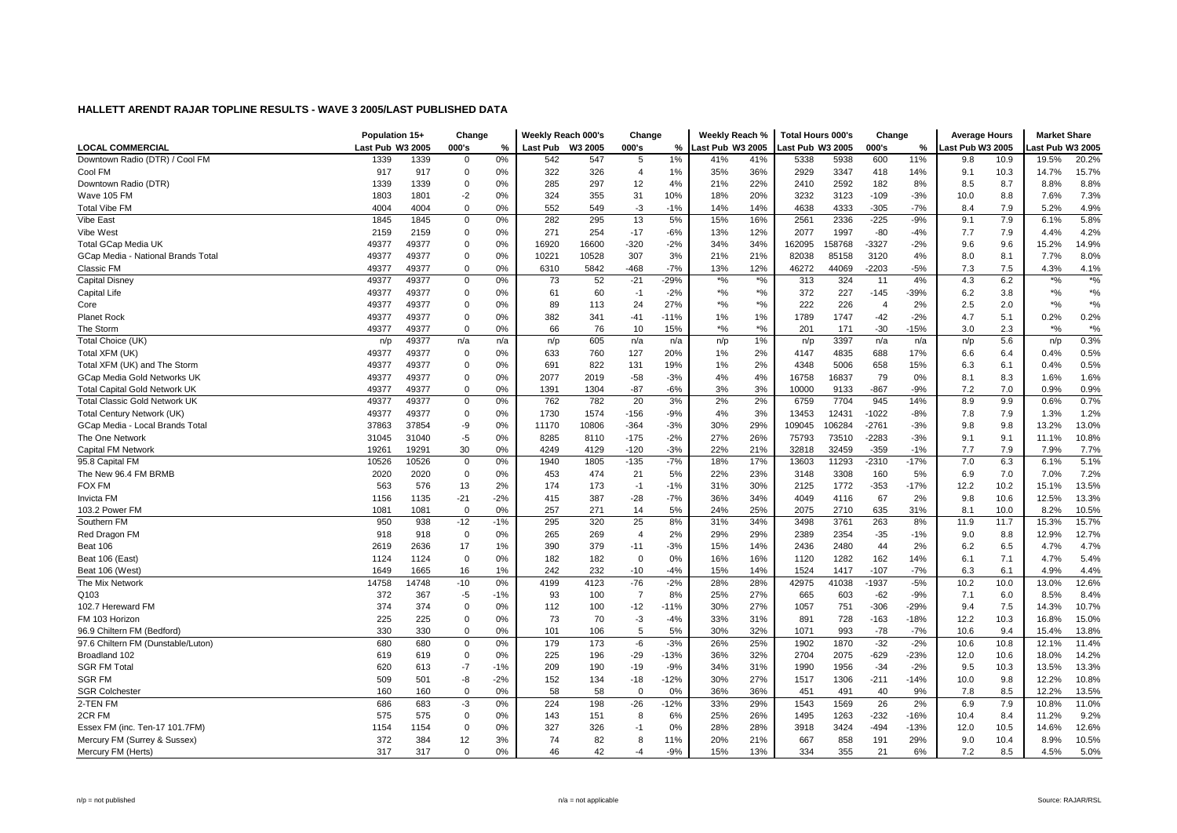# HALLETT ARENDT RAJAR TOPLINE RESULTS - WAVE 3 2005/LAST PUBLISHED DATA

| LOCAL COMMERCIAL | Population 15+ | | Change | | Weekly Reach 000's | | Change | | Weekly Reach % | | Total Hours 000's | | Change | | Average Hours | | Market Share | |
|---|---|---|---|---|---|---|---|---|---|---|---|---|---|---|---|---|---|---|
| | Last Pub | W3 2005 | 000's | % | Last Pub | W3 2005 | 000's | % | Last Pub | W3 2005 | Last Pub | W3 2005 | 000's | % | Last Pub | W3 2005 | Last Pub | W3 2005 |
| Downtown Radio (DTR) / Cool FM | 1339 | 1339 | 0 | 0% | 542 | 547 | 5 | 1% | 41% | 41% | 5338 | 5938 | 600 | 11% | 9.8 | 10.9 | 19.5% | 20.2% |
| Cool FM | 917 | 917 | 0 | 0% | 322 | 326 | 4 | 1% | 35% | 36% | 2929 | 3347 | 418 | 14% | 9.1 | 10.3 | 14.7% | 15.7% |
| Downtown Radio (DTR) | 1339 | 1339 | 0 | 0% | 285 | 297 | 12 | 4% | 21% | 22% | 2410 | 2592 | 182 | 8% | 8.5 | 8.7 | 8.8% | 8.8% |
| Wave 105 FM | 1803 | 1801 | -2 | 0% | 324 | 355 | 31 | 10% | 18% | 20% | 3232 | 3123 | -109 | -3% | 10.0 | 8.8 | 7.6% | 7.3% |
| Total Vibe FM | 4004 | 4004 | 0 | 0% | 552 | 549 | -3 | -1% | 14% | 14% | 4638 | 4333 | -305 | -7% | 8.4 | 7.9 | 5.2% | 4.9% |
| Vibe East | 1845 | 1845 | 0 | 0% | 282 | 295 | 13 | 5% | 15% | 16% | 2561 | 2336 | -225 | -9% | 9.1 | 7.9 | 6.1% | 5.8% |
| Vibe West | 2159 | 2159 | 0 | 0% | 271 | 254 | -17 | -6% | 13% | 12% | 2077 | 1997 | -80 | -4% | 7.7 | 7.9 | 4.4% | 4.2% |
| Total GCap Media UK | 49377 | 49377 | 0 | 0% | 16920 | 16600 | -320 | -2% | 34% | 34% | 162095 | 158768 | -3327 | -2% | 9.6 | 9.6 | 15.2% | 14.9% |
| GCap Media - National Brands Total | 49377 | 49377 | 0 | 0% | 10221 | 10528 | 307 | 3% | 21% | 21% | 82038 | 85158 | 3120 | 4% | 8.0 | 8.1 | 7.7% | 8.0% |
| Classic FM | 49377 | 49377 | 0 | 0% | 6310 | 5842 | -468 | -7% | 13% | 12% | 46272 | 44069 | -2203 | -5% | 7.3 | 7.5 | 4.3% | 4.1% |
| Capital Disney | 49377 | 49377 | 0 | 0% | 73 | 52 | -21 | -29% | *% | *% | 313 | 324 | 11 | 4% | 4.3 | 6.2 | *% | *% |
| Capital Life | 49377 | 49377 | 0 | 0% | 61 | 60 | -1 | -2% | *% | *% | 372 | 227 | -145 | -39% | 6.2 | 3.8 | *% | *% |
| Core | 49377 | 49377 | 0 | 0% | 89 | 113 | 24 | 27% | *% | *% | 222 | 226 | 4 | 2% | 2.5 | 2.0 | *% | *% |
| Planet Rock | 49377 | 49377 | 0 | 0% | 382 | 341 | -41 | -11% | 1% | 1% | 1789 | 1747 | -42 | -2% | 4.7 | 5.1 | 0.2% | 0.2% |
| The Storm | 49377 | 49377 | 0 | 0% | 66 | 76 | 10 | 15% | *% | *% | 201 | 171 | -30 | -15% | 3.0 | 2.3 | *% | *% |
| Total Choice (UK) | n/p | 49377 | n/a | n/a | n/p | 605 | n/a | n/a | n/p | 1% | n/p | 3397 | n/a | n/a | n/p | 5.6 | n/p | 0.3% |
| Total XFM (UK) | 49377 | 49377 | 0 | 0% | 633 | 760 | 127 | 20% | 1% | 2% | 4147 | 4835 | 688 | 17% | 6.6 | 6.4 | 0.4% | 0.5% |
| Total XFM (UK) and The Storm | 49377 | 49377 | 0 | 0% | 691 | 822 | 131 | 19% | 1% | 2% | 4348 | 5006 | 658 | 15% | 6.3 | 6.1 | 0.4% | 0.5% |
| GCap Media Gold Networks UK | 49377 | 49377 | 0 | 0% | 2077 | 2019 | -58 | -3% | 4% | 4% | 16758 | 16837 | 79 | 0% | 8.1 | 8.3 | 1.6% | 1.6% |
| Total Capital Gold Network UK | 49377 | 49377 | 0 | 0% | 1391 | 1304 | -87 | -6% | 3% | 3% | 10000 | 9133 | -867 | -9% | 7.2 | 7.0 | 0.9% | 0.9% |
| Total Classic Gold Network UK | 49377 | 49377 | 0 | 0% | 762 | 782 | 20 | 3% | 2% | 2% | 6759 | 7704 | 945 | 14% | 8.9 | 9.9 | 0.6% | 0.7% |
| Total Century Network (UK) | 49377 | 49377 | 0 | 0% | 1730 | 1574 | -156 | -9% | 4% | 3% | 13453 | 12431 | -1022 | -8% | 7.8 | 7.9 | 1.3% | 1.2% |
| GCap Media - Local Brands Total | 37863 | 37854 | -9 | 0% | 11170 | 10806 | -364 | -3% | 30% | 29% | 109045 | 106284 | -2761 | -3% | 9.8 | 9.8 | 13.2% | 13.0% |
| The One Network | 31045 | 31040 | -5 | 0% | 8285 | 8110 | -175 | -2% | 27% | 26% | 75793 | 73510 | -2283 | -3% | 9.1 | 9.1 | 11.1% | 10.8% |
| Capital FM Network | 19261 | 19291 | 30 | 0% | 4249 | 4129 | -120 | -3% | 22% | 21% | 32818 | 32459 | -359 | -1% | 7.7 | 7.9 | 7.9% | 7.7% |
| 95.8 Capital FM | 10526 | 10526 | 0 | 0% | 1940 | 1805 | -135 | -7% | 18% | 17% | 13603 | 11293 | -2310 | -17% | 7.0 | 6.3 | 6.1% | 5.1% |
| The New 96.4 FM BRMB | 2020 | 2020 | 0 | 0% | 453 | 474 | 21 | 5% | 22% | 23% | 3148 | 3308 | 160 | 5% | 6.9 | 7.0 | 7.0% | 7.2% |
| FOX FM | 563 | 576 | 13 | 2% | 174 | 173 | -1 | -1% | 31% | 30% | 2125 | 1772 | -353 | -17% | 12.2 | 10.2 | 15.1% | 13.5% |
| Invicta FM | 1156 | 1135 | -21 | -2% | 415 | 387 | -28 | -7% | 36% | 34% | 4049 | 4116 | 67 | 2% | 9.8 | 10.6 | 12.5% | 13.3% |
| 103.2 Power FM | 1081 | 1081 | 0 | 0% | 257 | 271 | 14 | 5% | 24% | 25% | 2075 | 2710 | 635 | 31% | 8.1 | 10.0 | 8.2% | 10.5% |
| Southern FM | 950 | 938 | -12 | -1% | 295 | 320 | 25 | 8% | 31% | 34% | 3498 | 3761 | 263 | 8% | 11.9 | 11.7 | 15.3% | 15.7% |
| Red Dragon FM | 918 | 918 | 0 | 0% | 265 | 269 | 4 | 2% | 29% | 29% | 2389 | 2354 | -35 | -1% | 9.0 | 8.8 | 12.9% | 12.7% |
| Beat 106 | 2619 | 2636 | 17 | 1% | 390 | 379 | -11 | -3% | 15% | 14% | 2436 | 2480 | 44 | 2% | 6.2 | 6.5 | 4.7% | 4.7% |
| Beat 106 (East) | 1124 | 1124 | 0 | 0% | 182 | 182 | 0 | 0% | 16% | 16% | 1120 | 1282 | 162 | 14% | 6.1 | 7.1 | 4.7% | 5.4% |
| Beat 106 (West) | 1649 | 1665 | 16 | 1% | 242 | 232 | -10 | -4% | 15% | 14% | 1524 | 1417 | -107 | -7% | 6.3 | 6.1 | 4.9% | 4.4% |
| The Mix Network | 14758 | 14748 | -10 | 0% | 4199 | 4123 | -76 | -2% | 28% | 28% | 42975 | 41038 | -1937 | -5% | 10.2 | 10.0 | 13.0% | 12.6% |
| Q103 | 372 | 367 | -5 | -1% | 93 | 100 | 7 | 8% | 25% | 27% | 665 | 603 | -62 | -9% | 7.1 | 6.0 | 8.5% | 8.4% |
| 102.7 Hereward FM | 374 | 374 | 0 | 0% | 112 | 100 | -12 | -11% | 30% | 27% | 1057 | 751 | -306 | -29% | 9.4 | 7.5 | 14.3% | 10.7% |
| FM 103 Horizon | 225 | 225 | 0 | 0% | 73 | 70 | -3 | -4% | 33% | 31% | 891 | 728 | -163 | -18% | 12.2 | 10.3 | 16.8% | 15.0% |
| 96.9 Chiltern FM (Bedford) | 330 | 330 | 0 | 0% | 101 | 106 | 5 | 5% | 30% | 32% | 1071 | 993 | -78 | -7% | 10.6 | 9.4 | 15.4% | 13.8% |
| 97.6 Chiltern FM (Dunstable/Luton) | 680 | 680 | 0 | 0% | 179 | 173 | -6 | -3% | 26% | 25% | 1902 | 1870 | -32 | -2% | 10.6 | 10.8 | 12.1% | 11.4% |
| Broadland 102 | 619 | 619 | 0 | 0% | 225 | 196 | -29 | -13% | 36% | 32% | 2704 | 2075 | -629 | -23% | 12.0 | 10.6 | 18.0% | 14.2% |
| SGR FM Total | 620 | 613 | -7 | -1% | 209 | 190 | -19 | -9% | 34% | 31% | 1990 | 1956 | -34 | -2% | 9.5 | 10.3 | 13.5% | 13.3% |
| SGR FM | 509 | 501 | -8 | -2% | 152 | 134 | -18 | -12% | 30% | 27% | 1517 | 1306 | -211 | -14% | 10.0 | 9.8 | 12.2% | 10.8% |
| SGR Colchester | 160 | 160 | 0 | 0% | 58 | 58 | 0 | 0% | 36% | 36% | 451 | 491 | 40 | 9% | 7.8 | 8.5 | 12.2% | 13.5% |
| 2-TEN FM | 686 | 683 | -3 | 0% | 224 | 198 | -26 | -12% | 33% | 29% | 1543 | 1569 | 26 | 2% | 6.9 | 7.9 | 10.8% | 11.0% |
| 2CR FM | 575 | 575 | 0 | 0% | 143 | 151 | 8 | 6% | 25% | 26% | 1495 | 1263 | -232 | -16% | 10.4 | 8.4 | 11.2% | 9.2% |
| Essex FM (inc. Ten-17 101.7FM) | 1154 | 1154 | 0 | 0% | 327 | 326 | -1 | 0% | 28% | 28% | 3918 | 3424 | -494 | -13% | 12.0 | 10.5 | 14.6% | 12.6% |
| Mercury FM (Surrey & Sussex) | 372 | 384 | 12 | 3% | 74 | 82 | 8 | 11% | 20% | 21% | 667 | 858 | 191 | 29% | 9.0 | 10.4 | 8.9% | 10.5% |
| Mercury FM (Herts) | 317 | 317 | 0 | 0% | 46 | 42 | -4 | -9% | 15% | 13% | 334 | 355 | 21 | 6% | 7.2 | 8.5 | 4.5% | 5.0% |

n/p = not published    n/a = not applicable    Source: RAJAR/RSL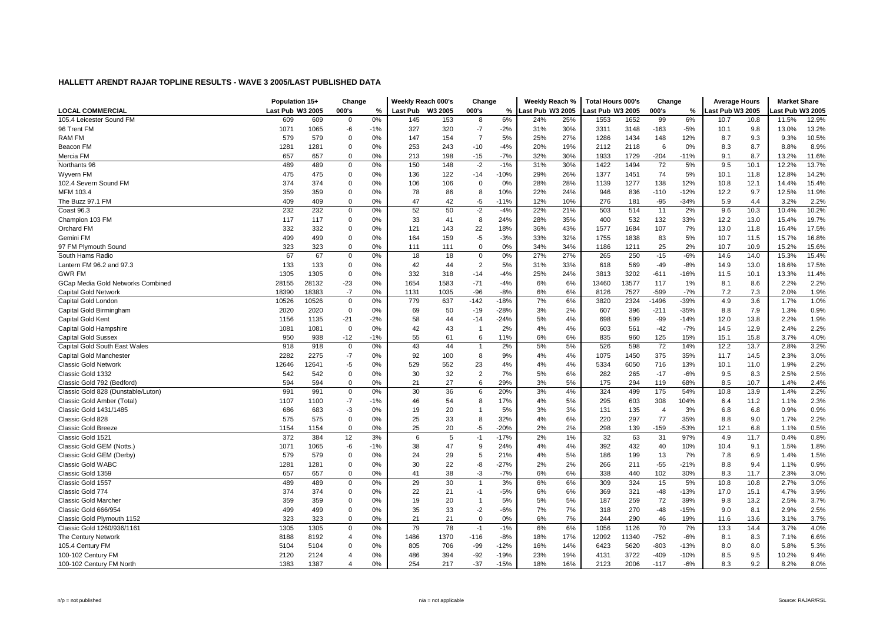# HALLETT ARENDT RAJAR TOPLINE RESULTS - WAVE 3 2005/LAST PUBLISHED DATA

| LOCAL COMMERCIAL | Population 15+ | | Change | | Weekly Reach 000's | | Change | | Weekly Reach % | | Total Hours 000's | | Change | | Average Hours | | Market Share | |
|---|---|---|---|---|---|---|---|---|---|---|---|---|---|---|---|---|---|---|
| | Last Pub | W3 2005 | 000's | % | Last Pub | W3 2005 | 000's | % | Last Pub | W3 2005 | Last Pub | W3 2005 | 000's | % | Last Pub | W3 2005 | Last Pub | W3 2005 |
| 105.4 Leicester Sound FM | 609 | 609 | 0 | 0% | 145 | 153 | 8 | 6% | 24% | 25% | 1553 | 1652 | 99 | 6% | 10.7 | 10.8 | 11.5% | 12.9% |
| 96 Trent FM | 1071 | 1065 | -6 | -1% | 327 | 320 | -7 | -2% | 31% | 30% | 3311 | 3148 | -163 | -5% | 10.1 | 9.8 | 13.0% | 13.2% |
| RAM FM | 579 | 579 | 0 | 0% | 147 | 154 | 7 | 5% | 25% | 27% | 1286 | 1434 | 148 | 12% | 8.7 | 9.3 | 9.3% | 10.5% |
| Beacon FM | 1281 | 1281 | 0 | 0% | 253 | 243 | -10 | -4% | 20% | 19% | 2112 | 2118 | 6 | 0% | 8.3 | 8.7 | 8.8% | 8.9% |
| Mercia FM | 657 | 657 | 0 | 0% | 213 | 198 | -15 | -7% | 32% | 30% | 1933 | 1729 | -204 | -11% | 9.1 | 8.7 | 13.2% | 11.6% |
| Northants 96 | 489 | 489 | 0 | 0% | 150 | 148 | -2 | -1% | 31% | 30% | 1422 | 1494 | 72 | 5% | 9.5 | 10.1 | 12.2% | 13.7% |
| Wyvern FM | 475 | 475 | 0 | 0% | 136 | 122 | -14 | -10% | 29% | 26% | 1377 | 1451 | 74 | 5% | 10.1 | 11.8 | 12.8% | 14.2% |
| 102.4 Severn Sound FM | 374 | 374 | 0 | 0% | 106 | 106 | 0 | 0% | 28% | 28% | 1139 | 1277 | 138 | 12% | 10.8 | 12.1 | 14.4% | 15.4% |
| MFM 103.4 | 359 | 359 | 0 | 0% | 78 | 86 | 8 | 10% | 22% | 24% | 946 | 836 | -110 | -12% | 12.2 | 9.7 | 12.5% | 11.9% |
| The Buzz 97.1 FM | 409 | 409 | 0 | 0% | 47 | 42 | -5 | -11% | 12% | 10% | 276 | 181 | -95 | -34% | 5.9 | 4.4 | 3.2% | 2.2% |
| Coast 96.3 | 232 | 232 | 0 | 0% | 52 | 50 | -2 | -4% | 22% | 21% | 503 | 514 | 11 | 2% | 9.6 | 10.3 | 10.4% | 10.2% |
| Champion 103 FM | 117 | 117 | 0 | 0% | 33 | 41 | 8 | 24% | 28% | 35% | 400 | 532 | 132 | 33% | 12.2 | 13.0 | 15.4% | 19.7% |
| Orchard FM | 332 | 332 | 0 | 0% | 121 | 143 | 22 | 18% | 36% | 43% | 1577 | 1684 | 107 | 7% | 13.0 | 11.8 | 16.4% | 17.5% |
| Gemini FM | 499 | 499 | 0 | 0% | 164 | 159 | -5 | -3% | 33% | 32% | 1755 | 1838 | 83 | 5% | 10.7 | 11.5 | 15.7% | 16.8% |
| 97 FM Plymouth Sound | 323 | 323 | 0 | 0% | 111 | 111 | 0 | 0% | 34% | 34% | 1186 | 1211 | 25 | 2% | 10.7 | 10.9 | 15.2% | 15.6% |
| South Hams Radio | 67 | 67 | 0 | 0% | 18 | 18 | 0 | 0% | 27% | 27% | 265 | 250 | -15 | -6% | 14.6 | 14.0 | 15.3% | 15.4% |
| Lantern FM 96.2 and 97.3 | 133 | 133 | 0 | 0% | 42 | 44 | 2 | 5% | 31% | 33% | 618 | 569 | -49 | -8% | 14.9 | 13.0 | 18.6% | 17.5% |
| GWR FM | 1305 | 1305 | 0 | 0% | 332 | 318 | -14 | -4% | 25% | 24% | 3813 | 3202 | -611 | -16% | 11.5 | 10.1 | 13.3% | 11.4% |
| GCap Media Gold Networks Combined | 28155 | 28132 | -23 | 0% | 1654 | 1583 | -71 | -4% | 6% | 6% | 13460 | 13577 | 117 | 1% | 8.1 | 8.6 | 2.2% | 2.2% |
| Capital Gold Network | 18390 | 18383 | -7 | 0% | 1131 | 1035 | -96 | -8% | 6% | 6% | 8126 | 7527 | -599 | -7% | 7.2 | 7.3 | 2.0% | 1.9% |
| Capital Gold London | 10526 | 10526 | 0 | 0% | 779 | 637 | -142 | -18% | 7% | 6% | 3820 | 2324 | -1496 | -39% | 4.9 | 3.6 | 1.7% | 1.0% |
| Capital Gold Birmingham | 2020 | 2020 | 0 | 0% | 69 | 50 | -19 | -28% | 3% | 2% | 607 | 396 | -211 | -35% | 8.8 | 7.9 | 1.3% | 0.9% |
| Capital Gold Kent | 1156 | 1135 | -21 | -2% | 58 | 44 | -14 | -24% | 5% | 4% | 698 | 599 | -99 | -14% | 12.0 | 13.8 | 2.2% | 1.9% |
| Capital Gold Hampshire | 1081 | 1081 | 0 | 0% | 42 | 43 | 1 | 2% | 4% | 4% | 603 | 561 | -42 | -7% | 14.5 | 12.9 | 2.4% | 2.2% |
| Capital Gold Sussex | 950 | 938 | -12 | -1% | 55 | 61 | 6 | 11% | 6% | 6% | 835 | 960 | 125 | 15% | 15.1 | 15.8 | 3.7% | 4.0% |
| Capital Gold South East Wales | 918 | 918 | 0 | 0% | 43 | 44 | 1 | 2% | 5% | 5% | 526 | 598 | 72 | 14% | 12.2 | 13.7 | 2.8% | 3.2% |
| Capital Gold Manchester | 2282 | 2275 | -7 | 0% | 92 | 100 | 8 | 9% | 4% | 4% | 1075 | 1450 | 375 | 35% | 11.7 | 14.5 | 2.3% | 3.0% |
| Classic Gold Network | 12646 | 12641 | -5 | 0% | 529 | 552 | 23 | 4% | 4% | 4% | 5334 | 6050 | 716 | 13% | 10.1 | 11.0 | 1.9% | 2.2% |
| Classic Gold 1332 | 542 | 542 | 0 | 0% | 30 | 32 | 2 | 7% | 5% | 6% | 282 | 265 | -17 | -6% | 9.5 | 8.3 | 2.5% | 2.5% |
| Classic Gold 792 (Bedford) | 594 | 594 | 0 | 0% | 21 | 27 | 6 | 29% | 3% | 5% | 175 | 294 | 119 | 68% | 8.5 | 10.7 | 1.4% | 2.4% |
| Classic Gold 828 (Dunstable/Luton) | 991 | 991 | 0 | 0% | 30 | 36 | 6 | 20% | 3% | 4% | 324 | 499 | 175 | 54% | 10.8 | 13.9 | 1.4% | 2.2% |
| Classic Gold Amber (Total) | 1107 | 1100 | -7 | -1% | 46 | 54 | 8 | 17% | 4% | 5% | 295 | 603 | 308 | 104% | 6.4 | 11.2 | 1.1% | 2.3% |
| Classic Gold 1431/1485 | 686 | 683 | -3 | 0% | 19 | 20 | 1 | 5% | 3% | 3% | 131 | 135 | 4 | 3% | 6.8 | 6.8 | 0.9% | 0.9% |
| Classic Gold 828 | 575 | 575 | 0 | 0% | 25 | 33 | 8 | 32% | 4% | 6% | 220 | 297 | 77 | 35% | 8.8 | 9.0 | 1.7% | 2.2% |
| Classic Gold Breeze | 1154 | 1154 | 0 | 0% | 25 | 20 | -5 | -20% | 2% | 2% | 298 | 139 | -159 | -53% | 12.1 | 6.8 | 1.1% | 0.5% |
| Classic Gold 1521 | 372 | 384 | 12 | 3% | 6 | 5 | -1 | -17% | 2% | 1% | 32 | 63 | 31 | 97% | 4.9 | 11.7 | 0.4% | 0.8% |
| Classic Gold GEM (Notts.) | 1071 | 1065 | -6 | -1% | 38 | 47 | 9 | 24% | 4% | 4% | 392 | 432 | 40 | 10% | 10.4 | 9.1 | 1.5% | 1.8% |
| Classic Gold GEM (Derby) | 579 | 579 | 0 | 0% | 24 | 29 | 5 | 21% | 4% | 5% | 186 | 199 | 13 | 7% | 7.8 | 6.9 | 1.4% | 1.5% |
| Classic Gold WABC | 1281 | 1281 | 0 | 0% | 30 | 22 | -8 | -27% | 2% | 2% | 266 | 211 | -55 | -21% | 8.8 | 9.4 | 1.1% | 0.9% |
| Classic Gold 1359 | 657 | 657 | 0 | 0% | 41 | 38 | -3 | -7% | 6% | 6% | 338 | 440 | 102 | 30% | 8.3 | 11.7 | 2.3% | 3.0% |
| Classic Gold 1557 | 489 | 489 | 0 | 0% | 29 | 30 | 1 | 3% | 6% | 6% | 309 | 324 | 15 | 5% | 10.8 | 10.8 | 2.7% | 3.0% |
| Classic Gold 774 | 374 | 374 | 0 | 0% | 22 | 21 | -1 | -5% | 6% | 6% | 369 | 321 | -48 | -13% | 17.0 | 15.1 | 4.7% | 3.9% |
| Classic Gold Marcher | 359 | 359 | 0 | 0% | 19 | 20 | 1 | 5% | 5% | 5% | 187 | 259 | 72 | 39% | 9.8 | 13.2 | 2.5% | 3.7% |
| Classic Gold 666/954 | 499 | 499 | 0 | 0% | 35 | 33 | -2 | -6% | 7% | 7% | 318 | 270 | -48 | -15% | 9.0 | 8.1 | 2.9% | 2.5% |
| Classic Gold Plymouth 1152 | 323 | 323 | 0 | 0% | 21 | 21 | 0 | 0% | 6% | 7% | 244 | 290 | 46 | 19% | 11.6 | 13.6 | 3.1% | 3.7% |
| Classic Gold 1260/936/1161 | 1305 | 1305 | 0 | 0% | 79 | 78 | -1 | -1% | 6% | 6% | 1056 | 1126 | 70 | 7% | 13.3 | 14.4 | 3.7% | 4.0% |
| The Century Network | 8188 | 8192 | 4 | 0% | 1486 | 1370 | -116 | -8% | 18% | 17% | 12092 | 11340 | -752 | -6% | 8.1 | 8.3 | 7.1% | 6.6% |
| 105.4 Century FM | 5104 | 5104 | 0 | 0% | 805 | 706 | -99 | -12% | 16% | 14% | 6423 | 5620 | -803 | -13% | 8.0 | 8.0 | 5.8% | 5.3% |
| 100-102 Century FM | 2120 | 2124 | 4 | 0% | 486 | 394 | -92 | -19% | 23% | 19% | 4131 | 3722 | -409 | -10% | 8.5 | 9.5 | 10.2% | 9.4% |
| 100-102 Century FM North | 1383 | 1387 | 4 | 0% | 254 | 217 | -37 | -15% | 18% | 16% | 2123 | 2006 | -117 | -6% | 8.3 | 9.2 | 8.2% | 8.0% |

n/p = not published | n/a = not applicable | Source: RAJAR/RSL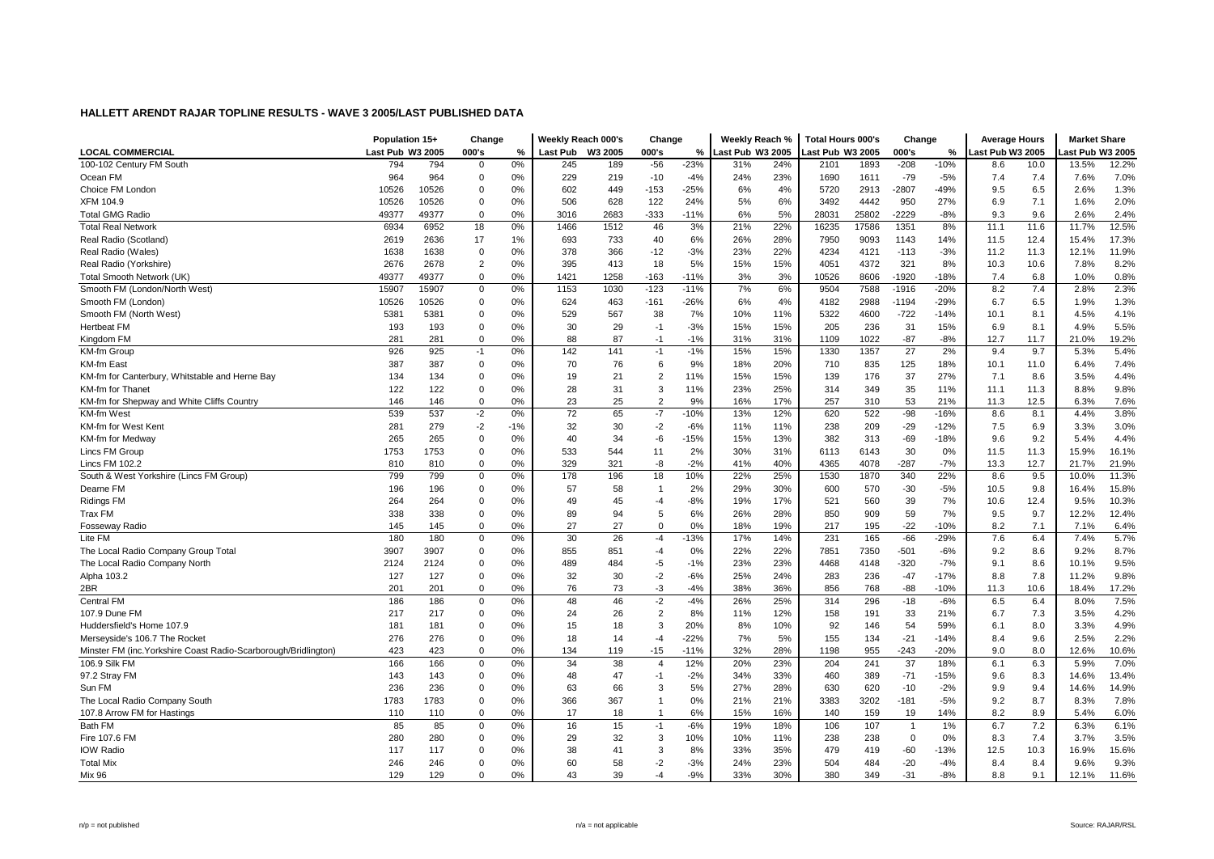**HALLETT ARENDT RAJAR TOPLINE RESULTS - WAVE 3 2005/LAST PUBLISHED DATA**

| LOCAL COMMERCIAL | Population 15+ | | Change | | Weekly Reach 000's | | Change | | Weekly Reach % | | Total Hours 000's | | Change | | Average Hours | | Market Share | |
|---|---|---|---|---|---|---|---|---|---|---|---|---|---|---|---|---|---|---|
| | Last Pub | W3 2005 | 000's | % | Last Pub | W3 2005 | 000's | % | Last Pub | W3 2005 | Last Pub | W3 2005 | 000's | % | Last Pub | W3 2005 | Last Pub | W3 2005 |
| 100-102 Century FM South | 794 | 794 | 0 | 0% | 245 | 189 | -56 | -23% | 31% | 24% | 2101 | 1893 | -208 | -10% | 8.6 | 10.0 | 13.5% | 12.2% |
| Ocean FM | 964 | 964 | 0 | 0% | 229 | 219 | -10 | -4% | 24% | 23% | 1690 | 1611 | -79 | -5% | 7.4 | 7.4 | 7.6% | 7.0% |
| Choice FM London | 10526 | 10526 | 0 | 0% | 602 | 449 | -153 | -25% | 6% | 4% | 5720 | 2913 | -2807 | -49% | 9.5 | 6.5 | 2.6% | 1.3% |
| XFM 104.9 | 10526 | 10526 | 0 | 0% | 506 | 628 | 122 | 24% | 5% | 6% | 3492 | 4442 | 950 | 27% | 6.9 | 7.1 | 1.6% | 2.0% |
| Total GMG Radio | 49377 | 49377 | 0 | 0% | 3016 | 2683 | -333 | -11% | 6% | 5% | 28031 | 25802 | -2229 | -8% | 9.3 | 9.6 | 2.6% | 2.4% |
| Total Real Network | 6934 | 6952 | 18 | 0% | 1466 | 1512 | 46 | 3% | 21% | 22% | 16235 | 17586 | 1351 | 8% | 11.1 | 11.6 | 11.7% | 12.5% |
| Real Radio (Scotland) | 2619 | 2636 | 17 | 1% | 693 | 733 | 40 | 6% | 26% | 28% | 7950 | 9093 | 1143 | 14% | 11.5 | 12.4 | 15.4% | 17.3% |
| Real Radio (Wales) | 1638 | 1638 | 0 | 0% | 378 | 366 | -12 | -3% | 23% | 22% | 4234 | 4121 | -113 | -3% | 11.2 | 11.3 | 12.1% | 11.9% |
| Real Radio (Yorkshire) | 2676 | 2678 | 2 | 0% | 395 | 413 | 18 | 5% | 15% | 15% | 4051 | 4372 | 321 | 8% | 10.3 | 10.6 | 7.8% | 8.2% |
| Total Smooth Network (UK) | 49377 | 49377 | 0 | 0% | 1421 | 1258 | -163 | -11% | 3% | 3% | 10526 | 8606 | -1920 | -18% | 7.4 | 6.8 | 1.0% | 0.8% |
| Smooth FM (London/North West) | 15907 | 15907 | 0 | 0% | 1153 | 1030 | -123 | -11% | 7% | 6% | 9504 | 7588 | -1916 | -20% | 8.2 | 7.4 | 2.8% | 2.3% |
| Smooth FM (London) | 10526 | 10526 | 0 | 0% | 624 | 463 | -161 | -26% | 6% | 4% | 4182 | 2988 | -1194 | -29% | 6.7 | 6.5 | 1.9% | 1.3% |
| Smooth FM (North West) | 5381 | 5381 | 0 | 0% | 529 | 567 | 38 | 7% | 10% | 11% | 5322 | 4600 | -722 | -14% | 10.1 | 8.1 | 4.5% | 4.1% |
| Hertbeat FM | 193 | 193 | 0 | 0% | 30 | 29 | -1 | -3% | 15% | 15% | 205 | 236 | 31 | 15% | 6.9 | 8.1 | 4.9% | 5.5% |
| Kingdom FM | 281 | 281 | 0 | 0% | 88 | 87 | -1 | -1% | 31% | 31% | 1109 | 1022 | -87 | -8% | 12.7 | 11.7 | 21.0% | 19.2% |
| KM-fm Group | 926 | 925 | -1 | 0% | 142 | 141 | -1 | -1% | 15% | 15% | 1330 | 1357 | 27 | 2% | 9.4 | 9.7 | 5.3% | 5.4% |
| KM-fm East | 387 | 387 | 0 | 0% | 70 | 76 | 6 | 9% | 18% | 20% | 710 | 835 | 125 | 18% | 10.1 | 11.0 | 6.4% | 7.4% |
| KM-fm for Canterbury, Whitstable and Herne Bay | 134 | 134 | 0 | 0% | 19 | 21 | 2 | 11% | 15% | 15% | 139 | 176 | 37 | 27% | 7.1 | 8.6 | 3.5% | 4.4% |
| KM-fm for Thanet | 122 | 122 | 0 | 0% | 28 | 31 | 3 | 11% | 23% | 25% | 314 | 349 | 35 | 11% | 11.1 | 11.3 | 8.8% | 9.8% |
| KM-fm for Shepway and White Cliffs Country | 146 | 146 | 0 | 0% | 23 | 25 | 2 | 9% | 16% | 17% | 257 | 310 | 53 | 21% | 11.3 | 12.5 | 6.3% | 7.6% |
| KM-fm West | 539 | 537 | -2 | 0% | 72 | 65 | -7 | -10% | 13% | 12% | 620 | 522 | -98 | -16% | 8.6 | 8.1 | 4.4% | 3.8% |
| KM-fm for West Kent | 281 | 279 | -2 | -1% | 32 | 30 | -2 | -6% | 11% | 11% | 238 | 209 | -29 | -12% | 7.5 | 6.9 | 3.3% | 3.0% |
| KM-fm for Medway | 265 | 265 | 0 | 0% | 40 | 34 | -6 | -15% | 15% | 13% | 382 | 313 | -69 | -18% | 9.6 | 9.2 | 5.4% | 4.4% |
| Lincs FM Group | 1753 | 1753 | 0 | 0% | 533 | 544 | 11 | 2% | 30% | 31% | 6113 | 6143 | 30 | 0% | 11.5 | 11.3 | 15.9% | 16.1% |
| Lincs FM 102.2 | 810 | 810 | 0 | 0% | 329 | 321 | -8 | -2% | 41% | 40% | 4365 | 4078 | -287 | -7% | 13.3 | 12.7 | 21.7% | 21.9% |
| South & West Yorkshire (Lincs FM Group) | 799 | 799 | 0 | 0% | 178 | 196 | 18 | 10% | 22% | 25% | 1530 | 1870 | 340 | 22% | 8.6 | 9.5 | 10.0% | 11.3% |
| Dearne FM | 196 | 196 | 0 | 0% | 57 | 58 | 1 | 2% | 29% | 30% | 600 | 570 | -30 | -5% | 10.5 | 9.8 | 16.4% | 15.8% |
| Ridings FM | 264 | 264 | 0 | 0% | 49 | 45 | -4 | -8% | 19% | 17% | 521 | 560 | 39 | 7% | 10.6 | 12.4 | 9.5% | 10.3% |
| Trax FM | 338 | 338 | 0 | 0% | 89 | 94 | 5 | 6% | 26% | 28% | 850 | 909 | 59 | 7% | 9.5 | 9.7 | 12.2% | 12.4% |
| Fosseway Radio | 145 | 145 | 0 | 0% | 27 | 27 | 0 | 0% | 18% | 19% | 217 | 195 | -22 | -10% | 8.2 | 7.1 | 7.1% | 6.4% |
| Lite FM | 180 | 180 | 0 | 0% | 30 | 26 | -4 | -13% | 17% | 14% | 231 | 165 | -66 | -29% | 7.6 | 6.4 | 7.4% | 5.7% |
| The Local Radio Company Group Total | 3907 | 3907 | 0 | 0% | 855 | 851 | -4 | 0% | 22% | 22% | 7851 | 7350 | -501 | -6% | 9.2 | 8.6 | 9.2% | 8.7% |
| The Local Radio Company North | 2124 | 2124 | 0 | 0% | 489 | 484 | -5 | -1% | 23% | 23% | 4468 | 4148 | -320 | -7% | 9.1 | 8.6 | 10.1% | 9.5% |
| Alpha 103.2 | 127 | 127 | 0 | 0% | 32 | 30 | -2 | -6% | 25% | 24% | 283 | 236 | -47 | -17% | 8.8 | 7.8 | 11.2% | 9.8% |
| 2BR | 201 | 201 | 0 | 0% | 76 | 73 | -3 | -4% | 38% | 36% | 856 | 768 | -88 | -10% | 11.3 | 10.6 | 18.4% | 17.2% |
| Central FM | 186 | 186 | 0 | 0% | 48 | 46 | -2 | -4% | 26% | 25% | 314 | 296 | -18 | -6% | 6.5 | 6.4 | 8.0% | 7.5% |
| 107.9 Dune FM | 217 | 217 | 0 | 0% | 24 | 26 | 2 | 8% | 11% | 12% | 158 | 191 | 33 | 21% | 6.7 | 7.3 | 3.5% | 4.2% |
| Huddersfield's Home 107.9 | 181 | 181 | 0 | 0% | 15 | 18 | 3 | 20% | 8% | 10% | 92 | 146 | 54 | 59% | 6.1 | 8.0 | 3.3% | 4.9% |
| Merseyside's 106.7 The Rocket | 276 | 276 | 0 | 0% | 18 | 14 | -4 | -22% | 7% | 5% | 155 | 134 | -21 | -14% | 8.4 | 9.6 | 2.5% | 2.2% |
| Minster FM (inc.Yorkshire Coast Radio-Scarborough/Bridlington) | 423 | 423 | 0 | 0% | 134 | 119 | -15 | -11% | 32% | 28% | 1198 | 955 | -243 | -20% | 9.0 | 8.0 | 12.6% | 10.6% |
| 106.9 Silk FM | 166 | 166 | 0 | 0% | 34 | 38 | 4 | 12% | 20% | 23% | 204 | 241 | 37 | 18% | 6.1 | 6.3 | 5.9% | 7.0% |
| 97.2 Stray FM | 143 | 143 | 0 | 0% | 48 | 47 | -1 | -2% | 34% | 33% | 460 | 389 | -71 | -15% | 9.6 | 8.3 | 14.6% | 13.4% |
| Sun FM | 236 | 236 | 0 | 0% | 63 | 66 | 3 | 5% | 27% | 28% | 630 | 620 | -10 | -2% | 9.9 | 9.4 | 14.6% | 14.9% |
| The Local Radio Company South | 1783 | 1783 | 0 | 0% | 366 | 367 | 1 | 0% | 21% | 21% | 3383 | 3202 | -181 | -5% | 9.2 | 8.7 | 8.3% | 7.8% |
| 107.8 Arrow FM for Hastings | 110 | 110 | 0 | 0% | 17 | 18 | 1 | 6% | 15% | 16% | 140 | 159 | 19 | 14% | 8.2 | 8.9 | 5.4% | 6.0% |
| Bath FM | 85 | 85 | 0 | 0% | 16 | 15 | -1 | -6% | 19% | 18% | 106 | 107 | 1 | 1% | 6.7 | 7.2 | 6.3% | 6.1% |
| Fire 107.6 FM | 280 | 280 | 0 | 0% | 29 | 32 | 3 | 10% | 10% | 11% | 238 | 238 | 0 | 0% | 8.3 | 7.4 | 3.7% | 3.5% |
| IOW Radio | 117 | 117 | 0 | 0% | 38 | 41 | 3 | 8% | 33% | 35% | 479 | 419 | -60 | -13% | 12.5 | 10.3 | 16.9% | 15.6% |
| Total Mix | 246 | 246 | 0 | 0% | 60 | 58 | -2 | -3% | 24% | 23% | 504 | 484 | -20 | -4% | 8.4 | 8.4 | 9.6% | 9.3% |
| Mix 96 | 129 | 129 | 0 | 0% | 43 | 39 | -4 | -9% | 33% | 30% | 380 | 349 | -31 | -8% | 8.8 | 9.1 | 12.1% | 11.6% |

n/p = not published n/a = not applicable Source: RAJAR/RSL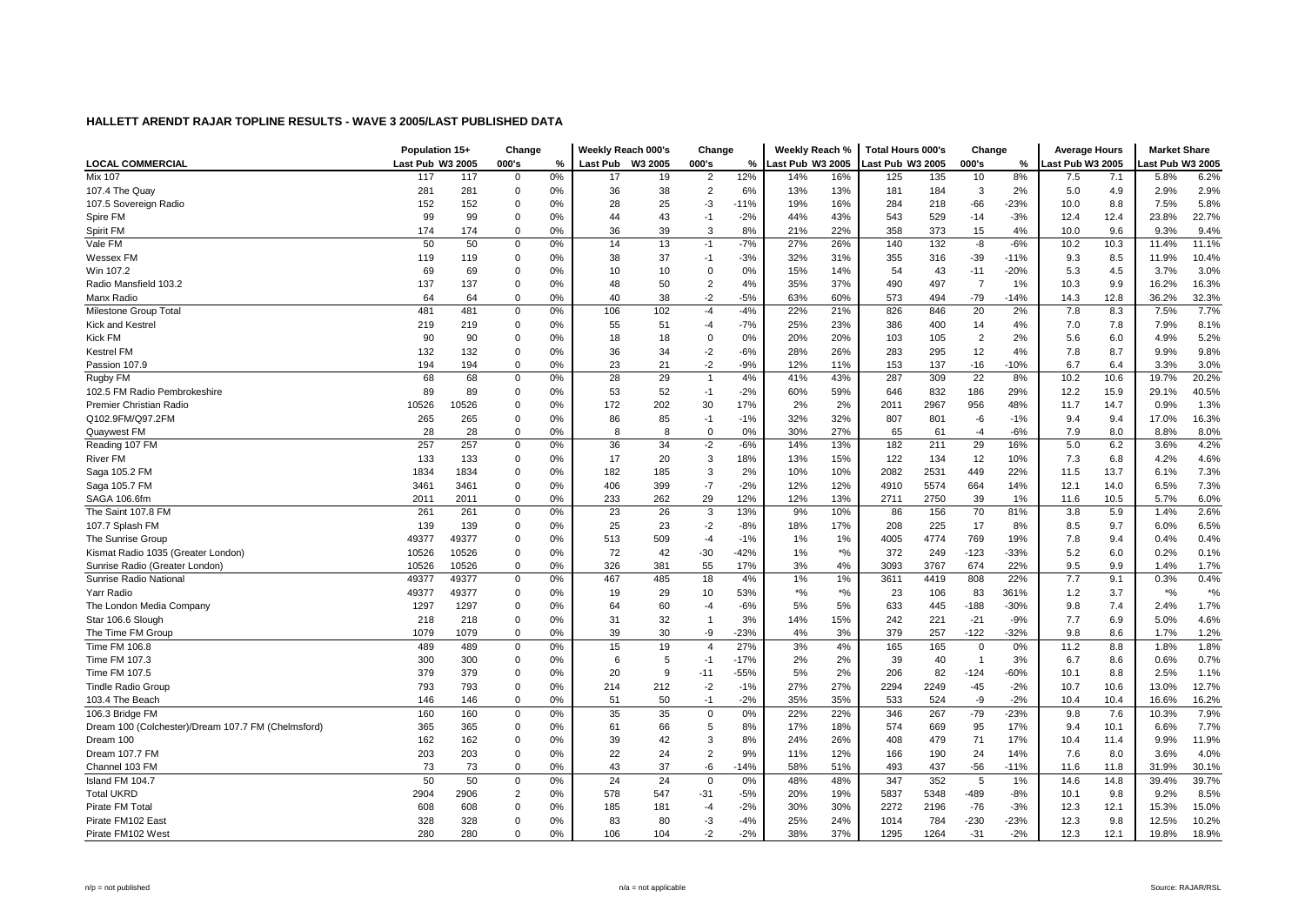**HALLETT ARENDT RAJAR TOPLINE RESULTS - WAVE 3 2005/LAST PUBLISHED DATA**

| | Population 15+ | | Change | | Weekly Reach 000's | | Change | | Weekly Reach % | | Total Hours 000's | | Change | | Average Hours | | Market Share | |
|---|---|---|---|---|---|---|---|---|---|---|---|---|---|---|---|---|---|---|
| **LOCAL COMMERCIAL** | Last Pub | W3 2005 | 000's | % | Last Pub | W3 2005 | 000's | % | Last Pub | W3 2005 | Last Pub | W3 2005 | 000's | % | Last Pub | W3 2005 | Last Pub | W3 2005 |
| Mix 107 | 117 | 117 | 0 | 0% | 17 | 19 | 2 | 12% | 14% | 16% | 125 | 135 | 10 | 8% | 7.5 | 7.1 | 5.8% | 6.2% |
| 107.4 The Quay | 281 | 281 | 0 | 0% | 36 | 38 | 2 | 6% | 13% | 13% | 181 | 184 | 3 | 2% | 5.0 | 4.9 | 2.9% | 2.9% |
| 107.5 Sovereign Radio | 152 | 152 | 0 | 0% | 28 | 25 | -3 | -11% | 19% | 16% | 284 | 218 | -66 | -23% | 10.0 | 8.8 | 7.5% | 5.8% |
| Spire FM | 99 | 99 | 0 | 0% | 44 | 43 | -1 | -2% | 44% | 43% | 543 | 529 | -14 | -3% | 12.4 | 12.4 | 23.8% | 22.7% |
| Spirit FM | 174 | 174 | 0 | 0% | 36 | 39 | 3 | 8% | 21% | 22% | 358 | 373 | 15 | 4% | 10.0 | 9.6 | 9.3% | 9.4% |
| Vale FM | 50 | 50 | 0 | 0% | 14 | 13 | -1 | -7% | 27% | 26% | 140 | 132 | -8 | -6% | 10.2 | 10.3 | 11.4% | 11.1% |
| Wessex FM | 119 | 119 | 0 | 0% | 38 | 37 | -1 | -3% | 32% | 31% | 355 | 316 | -39 | -11% | 9.3 | 8.5 | 11.9% | 10.4% |
| Win 107.2 | 69 | 69 | 0 | 0% | 10 | 10 | 0 | 0% | 15% | 14% | 54 | 43 | -11 | -20% | 5.3 | 4.5 | 3.7% | 3.0% |
| Radio Mansfield 103.2 | 137 | 137 | 0 | 0% | 48 | 50 | 2 | 4% | 35% | 37% | 490 | 497 | 7 | 1% | 10.3 | 9.9 | 16.2% | 16.3% |
| Manx Radio | 64 | 64 | 0 | 0% | 40 | 38 | -2 | -5% | 63% | 60% | 573 | 494 | -79 | -14% | 14.3 | 12.8 | 36.2% | 32.3% |
| Milestone Group Total | 481 | 481 | 0 | 0% | 106 | 102 | -4 | -4% | 22% | 21% | 826 | 846 | 20 | 2% | 7.8 | 8.3 | 7.5% | 7.7% |
| Kick and Kestrel | 219 | 219 | 0 | 0% | 55 | 51 | -4 | -7% | 25% | 23% | 386 | 400 | 14 | 4% | 7.0 | 7.8 | 7.9% | 8.1% |
| Kick FM | 90 | 90 | 0 | 0% | 18 | 18 | 0 | 0% | 20% | 20% | 103 | 105 | 2 | 2% | 5.6 | 6.0 | 4.9% | 5.2% |
| Kestrel FM | 132 | 132 | 0 | 0% | 36 | 34 | -2 | -6% | 28% | 26% | 283 | 295 | 12 | 4% | 7.8 | 8.7 | 9.9% | 9.8% |
| Passion 107.9 | 194 | 194 | 0 | 0% | 23 | 21 | -2 | -9% | 12% | 11% | 153 | 137 | -16 | -10% | 6.7 | 6.4 | 3.3% | 3.0% |
| Rugby FM | 68 | 68 | 0 | 0% | 28 | 29 | 1 | 4% | 41% | 43% | 287 | 309 | 22 | 8% | 10.2 | 10.6 | 19.7% | 20.2% |
| 102.5 FM Radio Pembrokeshire | 89 | 89 | 0 | 0% | 53 | 52 | -1 | -2% | 60% | 59% | 646 | 832 | 186 | 29% | 12.2 | 15.9 | 29.1% | 40.5% |
| Premier Christian Radio | 10526 | 10526 | 0 | 0% | 172 | 202 | 30 | 17% | 2% | 2% | 2011 | 2967 | 956 | 48% | 11.7 | 14.7 | 0.9% | 1.3% |
| Q102.9FM/Q97.2FM | 265 | 265 | 0 | 0% | 86 | 85 | -1 | -1% | 32% | 32% | 807 | 801 | -6 | -1% | 9.4 | 9.4 | 17.0% | 16.3% |
| Quaywest FM | 28 | 28 | 0 | 0% | 8 | 8 | 0 | 0% | 30% | 27% | 65 | 61 | -4 | -6% | 7.9 | 8.0 | 8.8% | 8.0% |
| Reading 107 FM | 257 | 257 | 0 | 0% | 36 | 34 | -2 | -6% | 14% | 13% | 182 | 211 | 29 | 16% | 5.0 | 6.2 | 3.6% | 4.2% |
| River FM | 133 | 133 | 0 | 0% | 17 | 20 | 3 | 18% | 13% | 15% | 122 | 134 | 12 | 10% | 7.3 | 6.8 | 4.2% | 4.6% |
| Saga 105.2 FM | 1834 | 1834 | 0 | 0% | 182 | 185 | 3 | 2% | 10% | 10% | 2082 | 2531 | 449 | 22% | 11.5 | 13.7 | 6.1% | 7.3% |
| Saga 105.7 FM | 3461 | 3461 | 0 | 0% | 406 | 399 | -7 | -2% | 12% | 12% | 4910 | 5574 | 664 | 14% | 12.1 | 14.0 | 6.5% | 7.3% |
| SAGA 106.6fm | 2011 | 2011 | 0 | 0% | 233 | 262 | 29 | 12% | 12% | 13% | 2711 | 2750 | 39 | 1% | 11.6 | 10.5 | 5.7% | 6.0% |
| The Saint 107.8 FM | 261 | 261 | 0 | 0% | 23 | 26 | 3 | 13% | 9% | 10% | 86 | 156 | 70 | 81% | 3.8 | 5.9 | 1.4% | 2.6% |
| 107.7 Splash FM | 139 | 139 | 0 | 0% | 25 | 23 | -2 | -8% | 18% | 17% | 208 | 225 | 17 | 8% | 8.5 | 9.7 | 6.0% | 6.5% |
| The Sunrise Group | 49377 | 49377 | 0 | 0% | 513 | 509 | -4 | -1% | 1% | 1% | 4005 | 4774 | 769 | 19% | 7.8 | 9.4 | 0.4% | 0.4% |
| Kismat Radio 1035 (Greater London) | 10526 | 10526 | 0 | 0% | 72 | 42 | -30 | -42% | 1% | *% | 372 | 249 | -123 | -33% | 5.2 | 6.0 | 0.2% | 0.1% |
| Sunrise Radio (Greater London) | 10526 | 10526 | 0 | 0% | 326 | 381 | 55 | 17% | 3% | 4% | 3093 | 3767 | 674 | 22% | 9.5 | 9.9 | 1.4% | 1.7% |
| Sunrise Radio National | 49377 | 49377 | 0 | 0% | 467 | 485 | 18 | 4% | 1% | 1% | 3611 | 4419 | 808 | 22% | 7.7 | 9.1 | 0.3% | 0.4% |
| Yarr Radio | 49377 | 49377 | 0 | 0% | 19 | 29 | 10 | 53% | *% | *% | 23 | 106 | 83 | 361% | 1.2 | 3.7 | *% | *% |
| The London Media Company | 1297 | 1297 | 0 | 0% | 64 | 60 | -4 | -6% | 5% | 5% | 633 | 445 | -188 | -30% | 9.8 | 7.4 | 2.4% | 1.7% |
| Star 106.6 Slough | 218 | 218 | 0 | 0% | 31 | 32 | 1 | 3% | 14% | 15% | 242 | 221 | -21 | -9% | 7.7 | 6.9 | 5.0% | 4.6% |
| The Time FM Group | 1079 | 1079 | 0 | 0% | 39 | 30 | -9 | -23% | 4% | 3% | 379 | 257 | -122 | -32% | 9.8 | 8.6 | 1.7% | 1.2% |
| Time FM 106.8 | 489 | 489 | 0 | 0% | 15 | 19 | 4 | 27% | 3% | 4% | 165 | 165 | 0 | 0% | 11.2 | 8.8 | 1.8% | 1.8% |
| Time FM 107.3 | 300 | 300 | 0 | 0% | 6 | 5 | -1 | -17% | 2% | 2% | 39 | 40 | 1 | 3% | 6.7 | 8.6 | 0.6% | 0.7% |
| Time FM 107.5 | 379 | 379 | 0 | 0% | 20 | 9 | -11 | -55% | 5% | 2% | 206 | 82 | -124 | -60% | 10.1 | 8.8 | 2.5% | 1.1% |
| Tindle Radio Group | 793 | 793 | 0 | 0% | 214 | 212 | -2 | -1% | 27% | 27% | 2294 | 2249 | -45 | -2% | 10.7 | 10.6 | 13.0% | 12.7% |
| 103.4 The Beach | 146 | 146 | 0 | 0% | 51 | 50 | -1 | -2% | 35% | 35% | 533 | 524 | -9 | -2% | 10.4 | 10.4 | 16.6% | 16.2% |
| 106.3 Bridge FM | 160 | 160 | 0 | 0% | 35 | 35 | 0 | 0% | 22% | 22% | 346 | 267 | -79 | -23% | 9.8 | 7.6 | 10.3% | 7.9% |
| Dream 100 (Colchester)/Dream 107.7 FM (Chelmsford) | 365 | 365 | 0 | 0% | 61 | 66 | 5 | 8% | 17% | 18% | 574 | 669 | 95 | 17% | 9.4 | 10.1 | 6.6% | 7.7% |
| Dream 100 | 162 | 162 | 0 | 0% | 39 | 42 | 3 | 8% | 24% | 26% | 408 | 479 | 71 | 17% | 10.4 | 11.4 | 9.9% | 11.9% |
| Dream 107.7 FM | 203 | 203 | 0 | 0% | 22 | 24 | 2 | 9% | 11% | 12% | 166 | 190 | 24 | 14% | 7.6 | 8.0 | 3.6% | 4.0% |
| Channel 103 FM | 73 | 73 | 0 | 0% | 43 | 37 | -6 | -14% | 58% | 51% | 493 | 437 | -56 | -11% | 11.6 | 11.8 | 31.9% | 30.1% |
| Island FM 104.7 | 50 | 50 | 0 | 0% | 24 | 24 | 0 | 0% | 48% | 48% | 347 | 352 | 5 | 1% | 14.6 | 14.8 | 39.4% | 39.7% |
| Total UKRD | 2904 | 2906 | 2 | 0% | 578 | 547 | -31 | -5% | 20% | 19% | 5837 | 5348 | -489 | -8% | 10.1 | 9.8 | 9.2% | 8.5% |
| Pirate FM Total | 608 | 608 | 0 | 0% | 185 | 181 | -4 | -2% | 30% | 30% | 2272 | 2196 | -76 | -3% | 12.3 | 12.1 | 15.3% | 15.0% |
| Pirate FM102 East | 328 | 328 | 0 | 0% | 83 | 80 | -3 | -4% | 25% | 24% | 1014 | 784 | -230 | -23% | 12.3 | 9.8 | 12.5% | 10.2% |
| Pirate FM102 West | 280 | 280 | 0 | 0% | 106 | 104 | -2 | -2% | 38% | 37% | 1295 | 1264 | -31 | -2% | 12.3 | 12.1 | 19.8% | 18.9% |

n/p = not published | n/a = not applicable | Source: RAJAR/RSL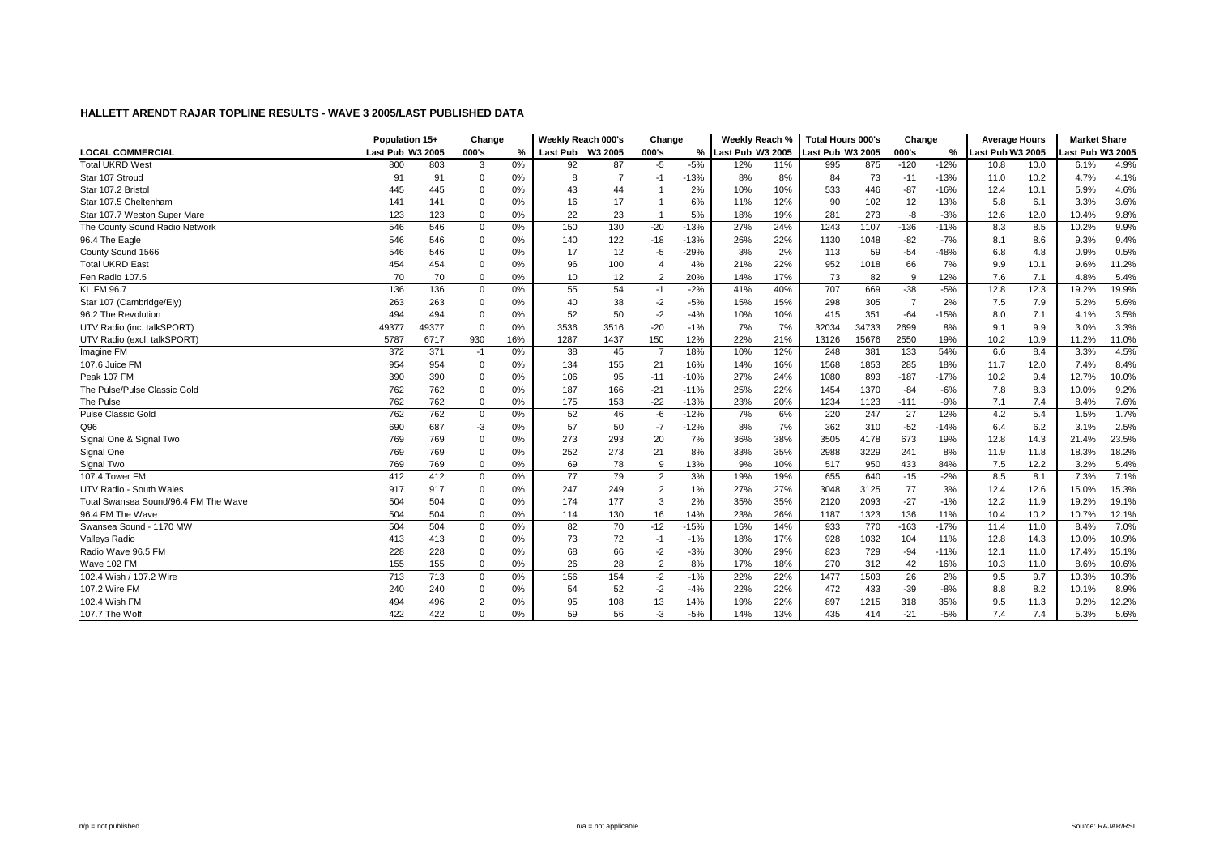## HALLETT ARENDT RAJAR TOPLINE RESULTS - WAVE 3 2005/LAST PUBLISHED DATA

| | Population 15+ | | Change | | Weekly Reach 000's | | Change | | Weekly Reach % | | Total Hours 000's | | Change | | Average Hours | | Market Share | |
|---|---|---|---|---|---|---|---|---|---|---|---|---|---|---|---|---|---|---|
| **LOCAL COMMERCIAL** | Last Pub | W3 2005 | 000's | % | Last Pub | W3 2005 | 000's | % | Last Pub | W3 2005 | Last Pub | W3 2005 | 000's | % | Last Pub | W3 2005 | Last Pub | W3 2005 |
| Total UKRD West | 800 | 803 | 3 | 0% | 92 | 87 | -5 | -5% | 12% | 11% | 995 | 875 | -120 | -12% | 10.8 | 10.0 | 6.1% | 4.9% |
| Star 107 Stroud | 91 | 91 | 0 | 0% | 8 | 7 | -1 | -13% | 8% | 8% | 84 | 73 | -11 | -13% | 11.0 | 10.2 | 4.7% | 4.1% |
| Star 107.2 Bristol | 445 | 445 | 0 | 0% | 43 | 44 | 1 | 2% | 10% | 10% | 533 | 446 | -87 | -16% | 12.4 | 10.1 | 5.9% | 4.6% |
| Star 107.5 Cheltenham | 141 | 141 | 0 | 0% | 16 | 17 | 1 | 6% | 11% | 12% | 90 | 102 | 12 | 13% | 5.8 | 6.1 | 3.3% | 3.6% |
| Star 107.7 Weston Super Mare | 123 | 123 | 0 | 0% | 22 | 23 | 1 | 5% | 18% | 19% | 281 | 273 | -8 | -3% | 12.6 | 12.0 | 10.4% | 9.8% |
| The County Sound Radio Network | 546 | 546 | 0 | 0% | 150 | 130 | -20 | -13% | 27% | 24% | 1243 | 1107 | -136 | -11% | 8.3 | 8.5 | 10.2% | 9.9% |
| 96.4 The Eagle | 546 | 546 | 0 | 0% | 140 | 122 | -18 | -13% | 26% | 22% | 1130 | 1048 | -82 | -7% | 8.1 | 8.6 | 9.3% | 9.4% |
| County Sound 1566 | 546 | 546 | 0 | 0% | 17 | 12 | -5 | -29% | 3% | 2% | 113 | 59 | -54 | -48% | 6.8 | 4.8 | 0.9% | 0.5% |
| Total UKRD East | 454 | 454 | 0 | 0% | 96 | 100 | 4 | 4% | 21% | 22% | 952 | 1018 | 66 | 7% | 9.9 | 10.1 | 9.6% | 11.2% |
| Fen Radio 107.5 | 70 | 70 | 0 | 0% | 10 | 12 | 2 | 20% | 14% | 17% | 73 | 82 | 9 | 12% | 7.6 | 7.1 | 4.8% | 5.4% |
| KL.FM 96.7 | 136 | 136 | 0 | 0% | 55 | 54 | -1 | -2% | 41% | 40% | 707 | 669 | -38 | -5% | 12.8 | 12.3 | 19.2% | 19.9% |
| Star 107 (Cambridge/Ely) | 263 | 263 | 0 | 0% | 40 | 38 | -2 | -5% | 15% | 15% | 298 | 305 | 7 | 2% | 7.5 | 7.9 | 5.2% | 5.6% |
| 96.2 The Revolution | 494 | 494 | 0 | 0% | 52 | 50 | -2 | -4% | 10% | 10% | 415 | 351 | -64 | -15% | 8.0 | 7.1 | 4.1% | 3.5% |
| UTV Radio (inc. talkSPORT) | 49377 | 49377 | 0 | 0% | 3536 | 3516 | -20 | -1% | 7% | 7% | 32034 | 34733 | 2699 | 8% | 9.1 | 9.9 | 3.0% | 3.3% |
| UTV Radio (excl. talkSPORT) | 5787 | 6717 | 930 | 16% | 1287 | 1437 | 150 | 12% | 22% | 21% | 13126 | 15676 | 2550 | 19% | 10.2 | 10.9 | 11.2% | 11.0% |
| Imagine FM | 372 | 371 | -1 | 0% | 38 | 45 | 7 | 18% | 10% | 12% | 248 | 381 | 133 | 54% | 6.6 | 8.4 | 3.3% | 4.5% |
| 107.6 Juice FM | 954 | 954 | 0 | 0% | 134 | 155 | 21 | 16% | 14% | 16% | 1568 | 1853 | 285 | 18% | 11.7 | 12.0 | 7.4% | 8.4% |
| Peak 107 FM | 390 | 390 | 0 | 0% | 106 | 95 | -11 | -10% | 27% | 24% | 1080 | 893 | -187 | -17% | 10.2 | 9.4 | 12.7% | 10.0% |
| The Pulse/Pulse Classic Gold | 762 | 762 | 0 | 0% | 187 | 166 | -21 | -11% | 25% | 22% | 1454 | 1370 | -84 | -6% | 7.8 | 8.3 | 10.0% | 9.2% |
| The Pulse | 762 | 762 | 0 | 0% | 175 | 153 | -22 | -13% | 23% | 20% | 1234 | 1123 | -111 | -9% | 7.1 | 7.4 | 8.4% | 7.6% |
| Pulse Classic Gold | 762 | 762 | 0 | 0% | 52 | 46 | -6 | -12% | 7% | 6% | 220 | 247 | 27 | 12% | 4.2 | 5.4 | 1.5% | 1.7% |
| Q96 | 690 | 687 | -3 | 0% | 57 | 50 | -7 | -12% | 8% | 7% | 362 | 310 | -52 | -14% | 6.4 | 6.2 | 3.1% | 2.5% |
| Signal One & Signal Two | 769 | 769 | 0 | 0% | 273 | 293 | 20 | 7% | 36% | 38% | 3505 | 4178 | 673 | 19% | 12.8 | 14.3 | 21.4% | 23.5% |
| Signal One | 769 | 769 | 0 | 0% | 252 | 273 | 21 | 8% | 33% | 35% | 2988 | 3229 | 241 | 8% | 11.9 | 11.8 | 18.3% | 18.2% |
| Signal Two | 769 | 769 | 0 | 0% | 69 | 78 | 9 | 13% | 9% | 10% | 517 | 950 | 433 | 84% | 7.5 | 12.2 | 3.2% | 5.4% |
| 107.4 Tower FM | 412 | 412 | 0 | 0% | 77 | 79 | 2 | 3% | 19% | 19% | 655 | 640 | -15 | -2% | 8.5 | 8.1 | 7.3% | 7.1% |
| UTV Radio - South Wales | 917 | 917 | 0 | 0% | 247 | 249 | 2 | 1% | 27% | 27% | 3048 | 3125 | 77 | 3% | 12.4 | 12.6 | 15.0% | 15.3% |
| Total Swansea Sound/96.4 FM The Wave | 504 | 504 | 0 | 0% | 174 | 177 | 3 | 2% | 35% | 35% | 2120 | 2093 | -27 | -1% | 12.2 | 11.9 | 19.2% | 19.1% |
| 96.4 FM The Wave | 504 | 504 | 0 | 0% | 114 | 130 | 16 | 14% | 23% | 26% | 1187 | 1323 | 136 | 11% | 10.4 | 10.2 | 10.7% | 12.1% |
| Swansea Sound - 1170 MW | 504 | 504 | 0 | 0% | 82 | 70 | -12 | -15% | 16% | 14% | 933 | 770 | -163 | -17% | 11.4 | 11.0 | 8.4% | 7.0% |
| Valleys Radio | 413 | 413 | 0 | 0% | 73 | 72 | -1 | -1% | 18% | 17% | 928 | 1032 | 104 | 11% | 12.8 | 14.3 | 10.0% | 10.9% |
| Radio Wave 96.5 FM | 228 | 228 | 0 | 0% | 68 | 66 | -2 | -3% | 30% | 29% | 823 | 729 | -94 | -11% | 12.1 | 11.0 | 17.4% | 15.1% |
| Wave 102 FM | 155 | 155 | 0 | 0% | 26 | 28 | 2 | 8% | 17% | 18% | 270 | 312 | 42 | 16% | 10.3 | 11.0 | 8.6% | 10.6% |
| 102.4 Wish / 107.2 Wire | 713 | 713 | 0 | 0% | 156 | 154 | -2 | -1% | 22% | 22% | 1477 | 1503 | 26 | 2% | 9.5 | 9.7 | 10.3% | 10.3% |
| 107.2 Wire FM | 240 | 240 | 0 | 0% | 54 | 52 | -2 | -4% | 22% | 22% | 472 | 433 | -39 | -8% | 8.8 | 8.2 | 10.1% | 8.9% |
| 102.4 Wish FM | 494 | 496 | 2 | 0% | 95 | 108 | 13 | 14% | 19% | 22% | 897 | 1215 | 318 | 35% | 9.5 | 11.3 | 9.2% | 12.2% |
| 107.7 The Wolf | 422 | 422 | 0 | 0% | 59 | 56 | -3 | -5% | 14% | 13% | 435 | 414 | -21 | -5% | 7.4 | 7.4 | 5.3% | 5.6% |

n/p = not published — n/a = not applicable — Source: RAJAR/RSL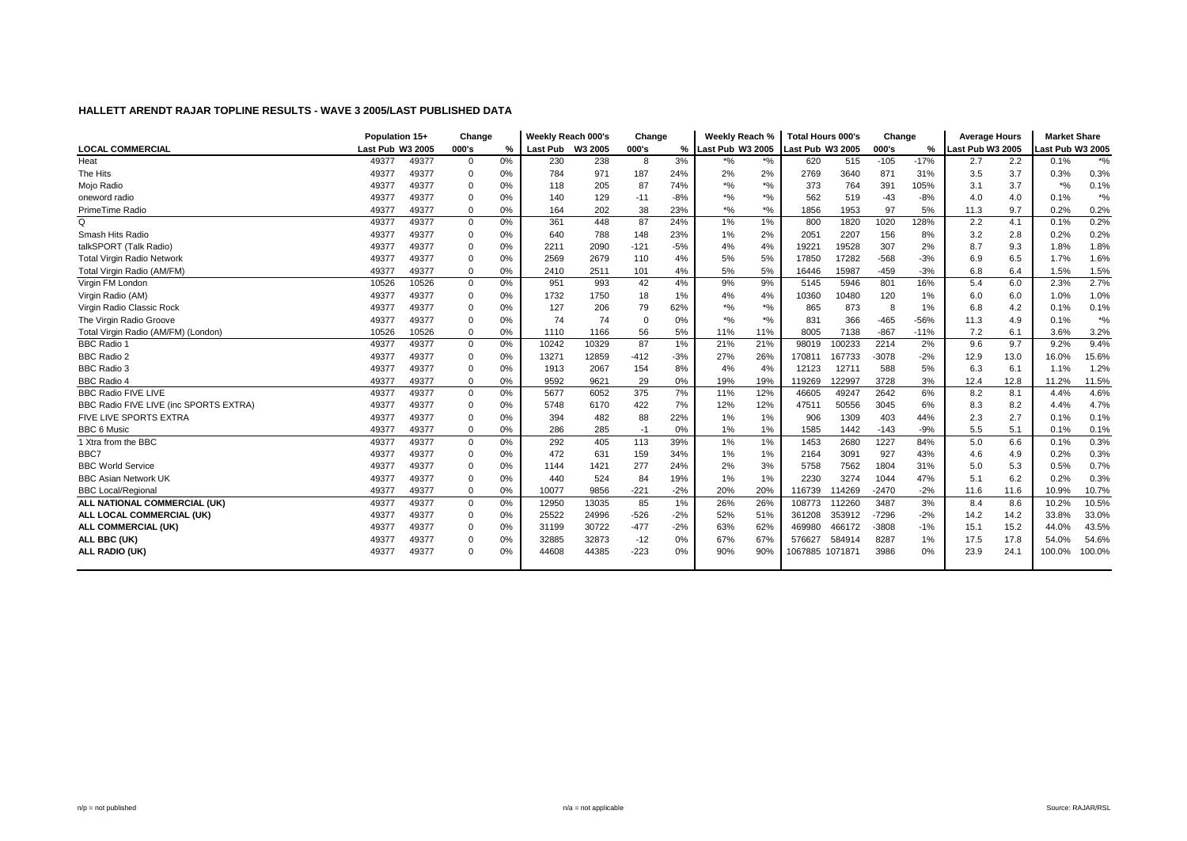## HALLETT ARENDT RAJAR TOPLINE RESULTS - WAVE 3 2005/LAST PUBLISHED DATA

| | Population 15+ | | Change | | Weekly Reach 000's | | Change | | Weekly Reach % | | Total Hours 000's | | Change | | Average Hours | | Market Share | |
|---|---|---|---|---|---|---|---|---|---|---|---|---|---|---|---|---|---|---|
| LOCAL COMMERCIAL | Last Pub | W3 2005 | 000's | % | Last Pub | W3 2005 | 000's | % | Last Pub | W3 2005 | Last Pub | W3 2005 | 000's | % | Last Pub | W3 2005 | Last Pub | W3 2005 |
| Heat | 49377 | 49377 | 0 | 0% | 230 | 238 | 8 | 3% | *% | *% | 620 | 515 | -105 | -17% | 2.7 | 2.2 | 0.1% | *% |
| The Hits | 49377 | 49377 | 0 | 0% | 784 | 971 | 187 | 24% | 2% | 2% | 2769 | 3640 | 871 | 31% | 3.5 | 3.7 | 0.3% | 0.3% |
| Mojo Radio | 49377 | 49377 | 0 | 0% | 118 | 205 | 87 | 74% | *% | *% | 373 | 764 | 391 | 105% | 3.1 | 3.7 | *% | 0.1% |
| oneword radio | 49377 | 49377 | 0 | 0% | 140 | 129 | -11 | -8% | *% | *% | 562 | 519 | -43 | -8% | 4.0 | 4.0 | 0.1% | *% |
| PrimeTime Radio | 49377 | 49377 | 0 | 0% | 164 | 202 | 38 | 23% | *% | *% | 1856 | 1953 | 97 | 5% | 11.3 | 9.7 | 0.2% | 0.2% |
| Q | 49377 | 49377 | 0 | 0% | 361 | 448 | 87 | 24% | 1% | 1% | 800 | 1820 | 1020 | 128% | 2.2 | 4.1 | 0.1% | 0.2% |
| Smash Hits Radio | 49377 | 49377 | 0 | 0% | 640 | 788 | 148 | 23% | 1% | 2% | 2051 | 2207 | 156 | 8% | 3.2 | 2.8 | 0.2% | 0.2% |
| talkSPORT (Talk Radio) | 49377 | 49377 | 0 | 0% | 2211 | 2090 | -121 | -5% | 4% | 4% | 19221 | 19528 | 307 | 2% | 8.7 | 9.3 | 1.8% | 1.8% |
| Total Virgin Radio Network | 49377 | 49377 | 0 | 0% | 2569 | 2679 | 110 | 4% | 5% | 5% | 17850 | 17282 | -568 | -3% | 6.9 | 6.5 | 1.7% | 1.6% |
| Total Virgin Radio (AM/FM) | 49377 | 49377 | 0 | 0% | 2410 | 2511 | 101 | 4% | 5% | 5% | 16446 | 15987 | -459 | -3% | 6.8 | 6.4 | 1.5% | 1.5% |
| Virgin FM London | 10526 | 10526 | 0 | 0% | 951 | 993 | 42 | 4% | 9% | 9% | 5145 | 5946 | 801 | 16% | 5.4 | 6.0 | 2.3% | 2.7% |
| Virgin Radio (AM) | 49377 | 49377 | 0 | 0% | 1732 | 1750 | 18 | 1% | 4% | 4% | 10360 | 10480 | 120 | 1% | 6.0 | 6.0 | 1.0% | 1.0% |
| Virgin Radio Classic Rock | 49377 | 49377 | 0 | 0% | 127 | 206 | 79 | 62% | *% | *% | 865 | 873 | 8 | 1% | 6.8 | 4.2 | 0.1% | 0.1% |
| The Virgin Radio Groove | 49377 | 49377 | 0 | 0% | 74 | 74 | 0 | 0% | *% | *% | 831 | 366 | -465 | -56% | 11.3 | 4.9 | 0.1% | *% |
| Total Virgin Radio (AM/FM) (London) | 10526 | 10526 | 0 | 0% | 1110 | 1166 | 56 | 5% | 11% | 11% | 8005 | 7138 | -867 | -11% | 7.2 | 6.1 | 3.6% | 3.2% |
| BBC Radio 1 | 49377 | 49377 | 0 | 0% | 10242 | 10329 | 87 | 1% | 21% | 21% | 98019 | 100233 | 2214 | 2% | 9.6 | 9.7 | 9.2% | 9.4% |
| BBC Radio 2 | 49377 | 49377 | 0 | 0% | 13271 | 12859 | -412 | -3% | 27% | 26% | 170811 | 167733 | -3078 | -2% | 12.9 | 13.0 | 16.0% | 15.6% |
| BBC Radio 3 | 49377 | 49377 | 0 | 0% | 1913 | 2067 | 154 | 8% | 4% | 4% | 12123 | 12711 | 588 | 5% | 6.3 | 6.1 | 1.1% | 1.2% |
| BBC Radio 4 | 49377 | 49377 | 0 | 0% | 9592 | 9621 | 29 | 0% | 19% | 19% | 119269 | 122997 | 3728 | 3% | 12.4 | 12.8 | 11.2% | 11.5% |
| BBC Radio FIVE LIVE | 49377 | 49377 | 0 | 0% | 5677 | 6052 | 375 | 7% | 11% | 12% | 46605 | 49247 | 2642 | 6% | 8.2 | 8.1 | 4.4% | 4.6% |
| BBC Radio FIVE LIVE (inc SPORTS EXTRA) | 49377 | 49377 | 0 | 0% | 5748 | 6170 | 422 | 7% | 12% | 12% | 47511 | 50556 | 3045 | 6% | 8.3 | 8.2 | 4.4% | 4.7% |
| FIVE LIVE SPORTS EXTRA | 49377 | 49377 | 0 | 0% | 394 | 482 | 88 | 22% | 1% | 1% | 906 | 1309 | 403 | 44% | 2.3 | 2.7 | 0.1% | 0.1% |
| BBC 6 Music | 49377 | 49377 | 0 | 0% | 286 | 285 | -1 | 0% | 1% | 1% | 1585 | 1442 | -143 | -9% | 5.5 | 5.1 | 0.1% | 0.1% |
| 1 Xtra from the BBC | 49377 | 49377 | 0 | 0% | 292 | 405 | 113 | 39% | 1% | 1% | 1453 | 2680 | 1227 | 84% | 5.0 | 6.6 | 0.1% | 0.3% |
| BBC7 | 49377 | 49377 | 0 | 0% | 472 | 631 | 159 | 34% | 1% | 1% | 2164 | 3091 | 927 | 43% | 4.6 | 4.9 | 0.2% | 0.3% |
| BBC World Service | 49377 | 49377 | 0 | 0% | 1144 | 1421 | 277 | 24% | 2% | 3% | 5758 | 7562 | 1804 | 31% | 5.0 | 5.3 | 0.5% | 0.7% |
| BBC Asian Network UK | 49377 | 49377 | 0 | 0% | 440 | 524 | 84 | 19% | 1% | 1% | 2230 | 3274 | 1044 | 47% | 5.1 | 6.2 | 0.2% | 0.3% |
| BBC Local/Regional | 49377 | 49377 | 0 | 0% | 10077 | 9856 | -221 | -2% | 20% | 20% | 116739 | 114269 | -2470 | -2% | 11.6 | 11.6 | 10.9% | 10.7% |
| **ALL NATIONAL COMMERCIAL (UK)** | 49377 | 49377 | 0 | 0% | 12950 | 13035 | 85 | 1% | 26% | 26% | 108773 | 112260 | 3487 | 3% | 8.4 | 8.6 | 10.2% | 10.5% |
| **ALL LOCAL COMMERCIAL (UK)** | 49377 | 49377 | 0 | 0% | 25522 | 24996 | -526 | -2% | 52% | 51% | 361208 | 353912 | -7296 | -2% | 14.2 | 14.2 | 33.8% | 33.0% |
| **ALL COMMERCIAL (UK)** | 49377 | 49377 | 0 | 0% | 31199 | 30722 | -477 | -2% | 63% | 62% | 469980 | 466172 | -3808 | -1% | 15.1 | 15.2 | 44.0% | 43.5% |
| **ALL BBC (UK)** | 49377 | 49377 | 0 | 0% | 32885 | 32873 | -12 | 0% | 67% | 67% | 576627 | 584914 | 8287 | 1% | 17.5 | 17.8 | 54.0% | 54.6% |
| **ALL RADIO (UK)** | 49377 | 49377 | 0 | 0% | 44608 | 44385 | -223 | 0% | 90% | 90% | 1067885 | 1071871 | 3986 | 0% | 23.9 | 24.1 | 100.0% | 100.0% |

n/p = not published

n/a = not applicable

Source: RAJAR/RSL